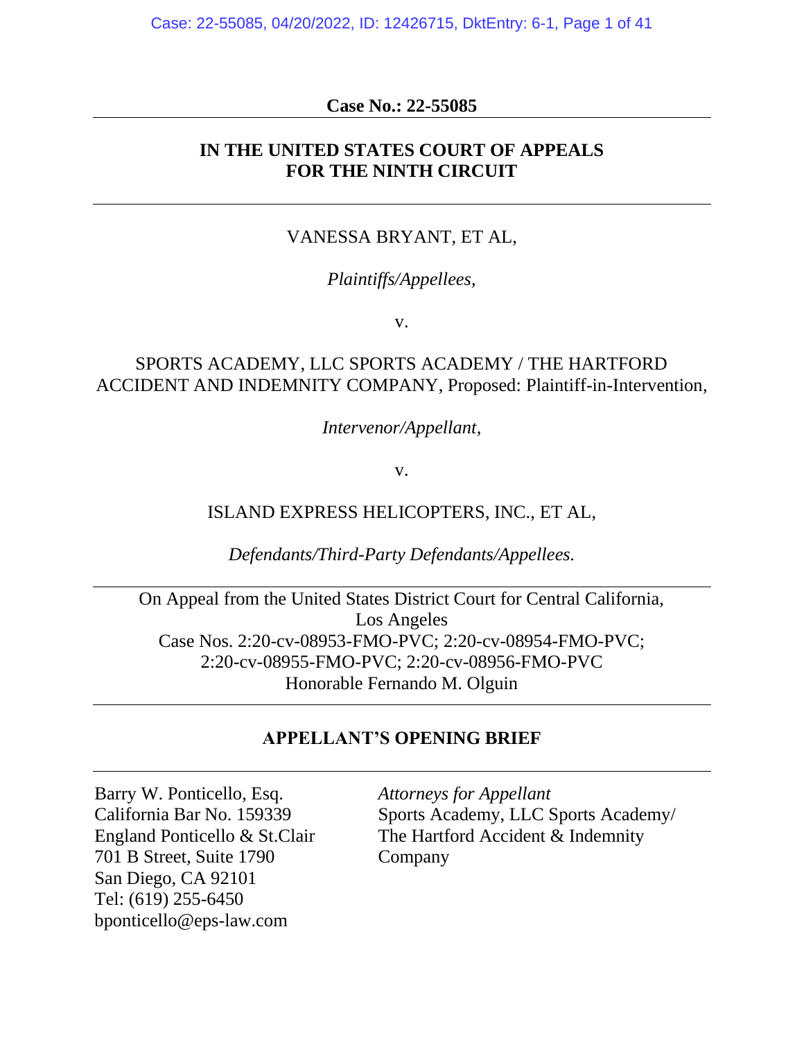**Case No.: 22-55085**

---

**IN THE UNITED STATES COURT OF APPEALS FOR THE NINTH CIRCUIT**

---

VANESSA BRYANT, ET AL,

*Plaintiffs/Appellees,*

v.

SPORTS ACADEMY, LLC SPORTS ACADEMY / THE HARTFORD ACCIDENT AND INDEMNITY COMPANY, Proposed: Plaintiff-in-Intervention,

*Intervenor/Appellant,*

v.

ISLAND EXPRESS HELICOPTERS, INC., ET AL,

*Defendants/Third-Party Defendants/Appellees.*

---

On Appeal from the United States District Court for Central California, Los Angeles
Case Nos. 2:20-cv-08953-FMO-PVC; 2:20-cv-08954-FMO-PVC; 2:20-cv-08955-FMO-PVC; 2:20-cv-08956-FMO-PVC
Honorable Fernando M. Olguin

---

**APPELLANT'S OPENING BRIEF**

---

Barry W. Ponticello, Esq.
California Bar No. 159339
England Ponticello & St.Clair
701 B Street, Suite 1790
San Diego, CA 92101
Tel: (619) 255-6450
bponticello@eps-law.com

*Attorneys for Appellant*
Sports Academy, LLC Sports Academy/ The Hartford Accident & Indemnity Company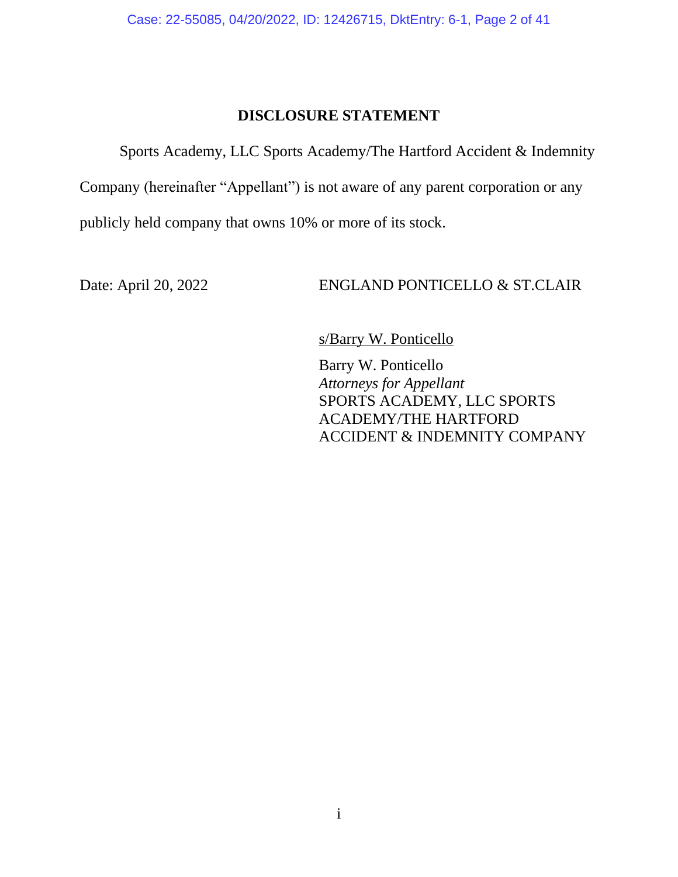# DISCLOSURE STATEMENT

Sports Academy, LLC Sports Academy/The Hartford Accident & Indemnity Company (hereinafter "Appellant") is not aware of any parent corporation or any publicly held company that owns 10% or more of its stock.

Date: April 20, 2022

ENGLAND PONTICELLO & ST.CLAIR

s/Barry W. Ponticello

Barry W. Ponticello
*Attorneys for Appellant*
SPORTS ACADEMY, LLC SPORTS ACADEMY/THE HARTFORD ACCIDENT & INDEMNITY COMPANY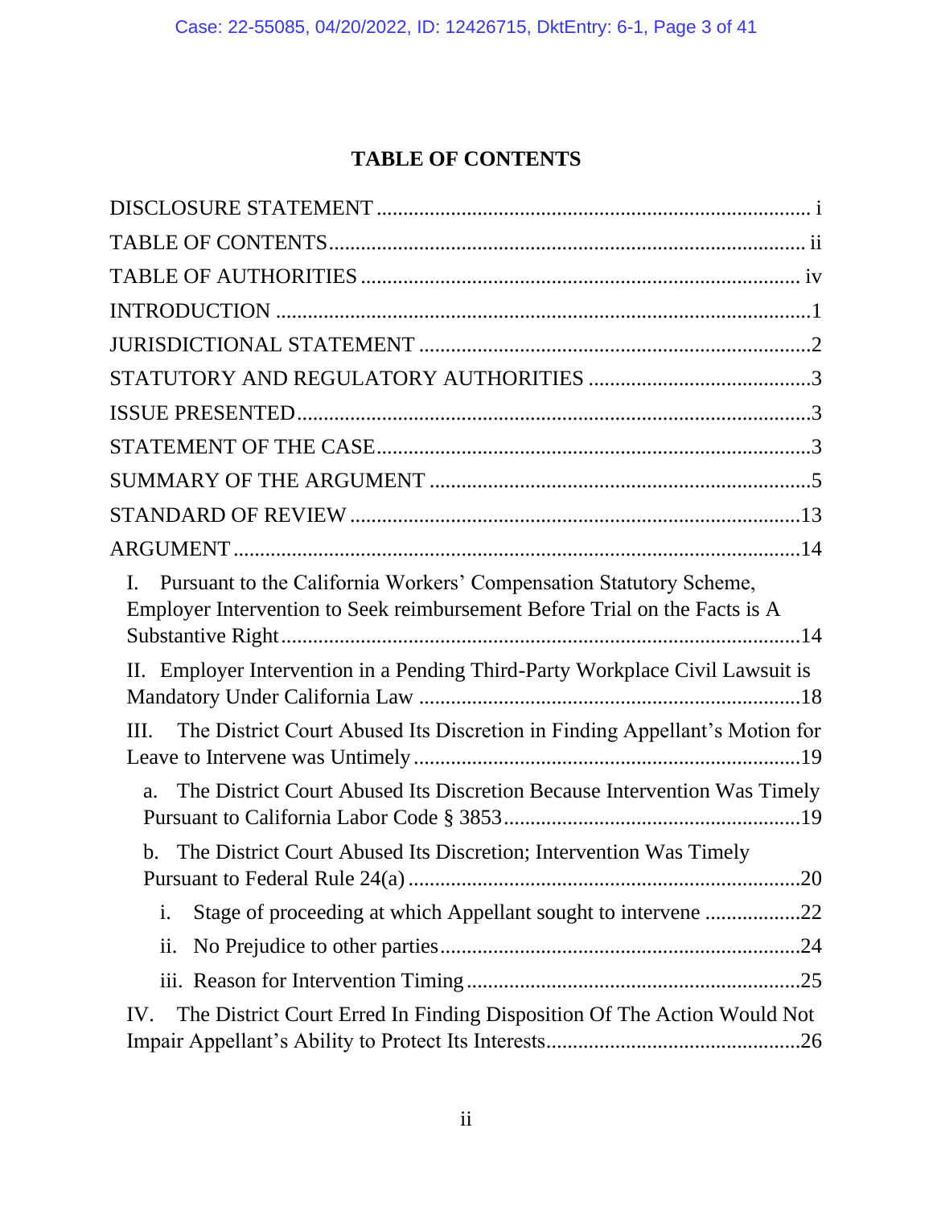# TABLE OF CONTENTS

DISCLOSURE STATEMENT ................................................................................ i

TABLE OF CONTENTS........................................................................................ ii

TABLE OF AUTHORITIES ................................................................................. iv

INTRODUCTION ...................................................................................................1

JURISDICTIONAL STATEMENT ........................................................................2

STATUTORY AND REGULATORY AUTHORITIES .........................................3

ISSUE PRESENTED..............................................................................................3

STATEMENT OF THE CASE................................................................................3

SUMMARY OF THE ARGUMENT .....................................................................5

STANDARD OF REVIEW ...................................................................................13

ARGUMENT .........................................................................................................14

- I. Pursuant to the California Workers' Compensation Statutory Scheme, Employer Intervention to Seek reimbursement Before Trial on the Facts is A Substantive Right ................................................................................14
- II. Employer Intervention in a Pending Third-Party Workplace Civil Lawsuit is Mandatory Under California Law .......................................................18
- III. The District Court Abused Its Discretion in Finding Appellant's Motion for Leave to Intervene was Untimely .......................................................19
  - a. The District Court Abused Its Discretion Because Intervention Was Timely Pursuant to California Labor Code § 3853.......................................................19
  - b. The District Court Abused Its Discretion; Intervention Was Timely Pursuant to Federal Rule 24(a) .........................................................................20
    - i. Stage of proceeding at which Appellant sought to intervene ..................22
    - ii. No Prejudice to other parties...................................................................24
    - iii. Reason for Intervention Timing ..............................................................25
- IV. The District Court Erred In Finding Disposition Of The Action Would Not Impair Appellant's Ability to Protect Its Interests...............................................26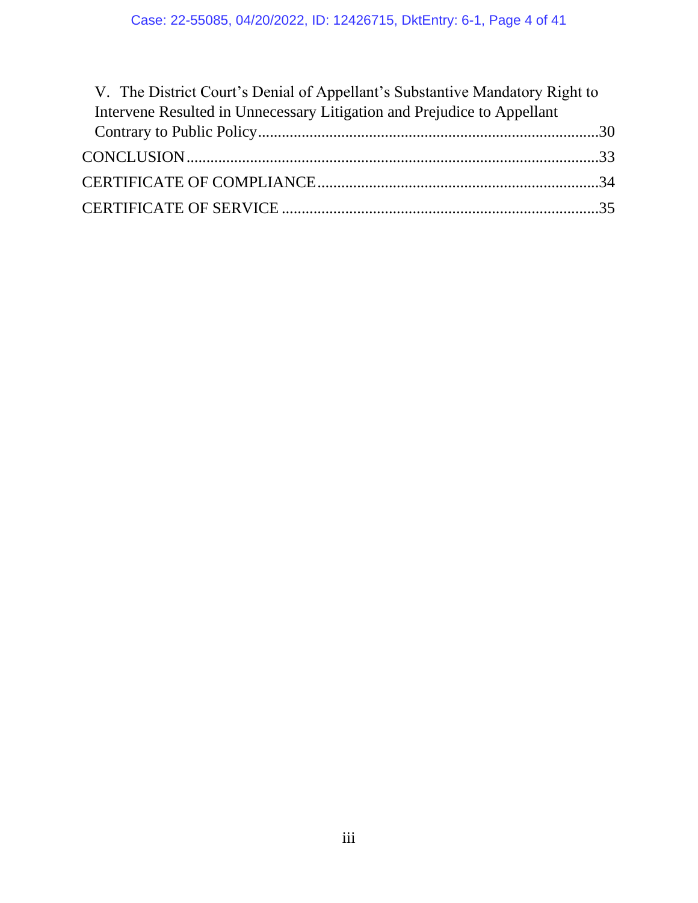V. The District Court's Denial of Appellant's Substantive Mandatory Right to Intervene Resulted in Unnecessary Litigation and Prejudice to Appellant Contrary to Public Policy.....30

CONCLUSION.....33

CERTIFICATE OF COMPLIANCE.....34

CERTIFICATE OF SERVICE.....35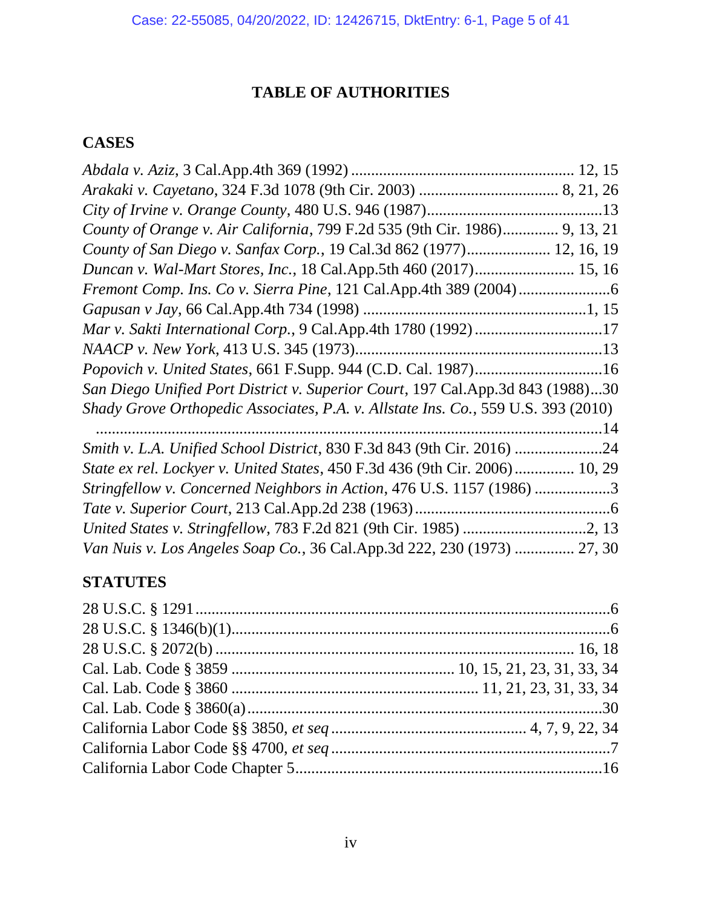# TABLE OF AUTHORITIES

## CASES

*Abdala v. Aziz*, 3 Cal.App.4th 369 (1992) ........................................................ 12, 15
*Arakaki v. Cayetano*, 324 F.3d 1078 (9th Cir. 2003) .................................. 8, 21, 26
*City of Irvine v. Orange County*, 480 U.S. 946 (1987).............................................13
*County of Orange v. Air California*, 799 F.2d 535 (9th Cir. 1986).............. 9, 13, 21
*County of San Diego v. Sanfax Corp.*, 19 Cal.3d 862 (1977)..................... 12, 16, 19
*Duncan v. Wal-Mart Stores, Inc.*, 18 Cal.App.5th 460 (2017)......................... 15, 16
*Fremont Comp. Ins. Co v. Sierra Pine*, 121 Cal.App.4th 389 (2004).......................6
*Gapusan v Jay*, 66 Cal.App.4th 734 (1998) .........................................................1, 15
*Mar v. Sakti International Corp.*, 9 Cal.App.4th 1780 (1992)................................17
*NAACP v. New York*, 413 U.S. 345 (1973)..............................................................13
*Popovich v. United States*, 661 F.Supp. 944 (C.D. Cal. 1987)................................16
*San Diego Unified Port District v. Superior Court*, 197 Cal.App.3d 843 (1988)...30
*Shady Grove Orthopedic Associates, P.A. v. Allstate Ins. Co.*, 559 U.S. 393 (2010) ..................................................................................................................14
*Smith v. L.A. Unified School District*, 830 F.3d 843 (9th Cir. 2016) ......................24
*State ex rel. Lockyer v. United States*, 450 F.3d 436 (9th Cir. 2006)............... 10, 29
*Stringfellow v. Concerned Neighbors in Action*, 476 U.S. 1157 (1986) ...................3
*Tate v. Superior Court*, 213 Cal.App.2d 238 (1963).................................................6
*United States v. Stringfellow*, 783 F.2d 821 (9th Cir. 1985) ...............................2, 13
*Van Nuis v. Los Angeles Soap Co.*, 36 Cal.App.3d 222, 230 (1973) ............... 27, 30

## STATUTES

28 U.S.C. § 1291..........................................................................................................6
28 U.S.C. § 1346(b)(1)................................................................................................6
28 U.S.C. § 2072(b) ........................................................................................... 16, 18
Cal. Lab. Code § 3859 ....................................................... 10, 15, 21, 23, 31, 33, 34
Cal. Lab. Code § 3860 ............................................................. 11, 21, 23, 31, 33, 34
Cal. Lab. Code § 3860(a)..........................................................................................30
California Labor Code §§ 3850, *et seq* .................................................. 4, 7, 9, 22, 34
California Labor Code §§ 4700, *et seq* ......................................................................7
California Labor Code Chapter 5.............................................................................16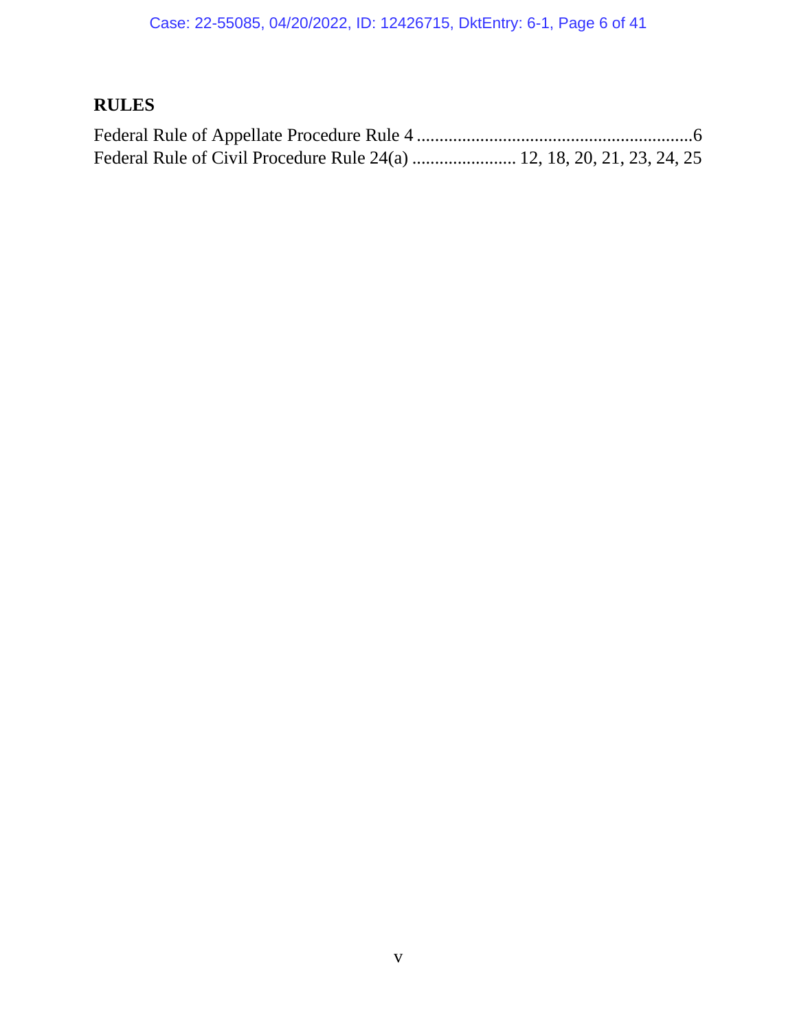## RULES

Federal Rule of Appellate Procedure Rule 4 .............................................................6
Federal Rule of Civil Procedure Rule 24(a) ....................... 12, 18, 20, 21, 23, 24, 25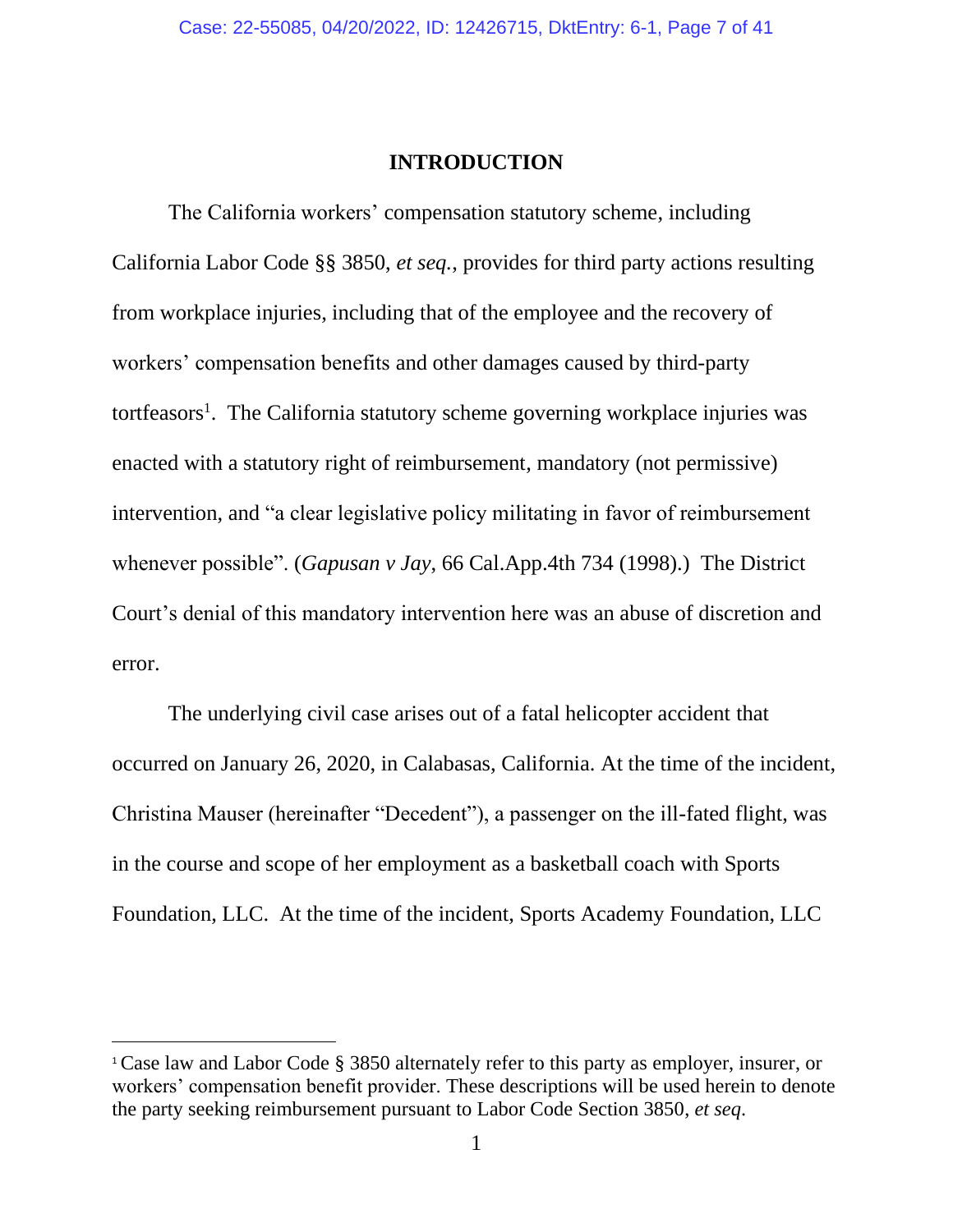## INTRODUCTION

The California workers' compensation statutory scheme, including California Labor Code §§ 3850, *et seq.*, provides for third party actions resulting from workplace injuries, including that of the employee and the recovery of workers' compensation benefits and other damages caused by third-party tortfeasors[1]. The California statutory scheme governing workplace injuries was enacted with a statutory right of reimbursement, mandatory (not permissive) intervention, and "a clear legislative policy militating in favor of reimbursement whenever possible". (*Gapusan v Jay*, 66 Cal.App.4th 734 (1998).) The District Court's denial of this mandatory intervention here was an abuse of discretion and error.

The underlying civil case arises out of a fatal helicopter accident that occurred on January 26, 2020, in Calabasas, California. At the time of the incident, Christina Mauser (hereinafter "Decedent"), a passenger on the ill-fated flight, was in the course and scope of her employment as a basketball coach with Sports Foundation, LLC. At the time of the incident, Sports Academy Foundation, LLC

---

[1] Case law and Labor Code § 3850 alternately refer to this party as employer, insurer, or workers' compensation benefit provider. These descriptions will be used herein to denote the party seeking reimbursement pursuant to Labor Code Section 3850, *et seq*.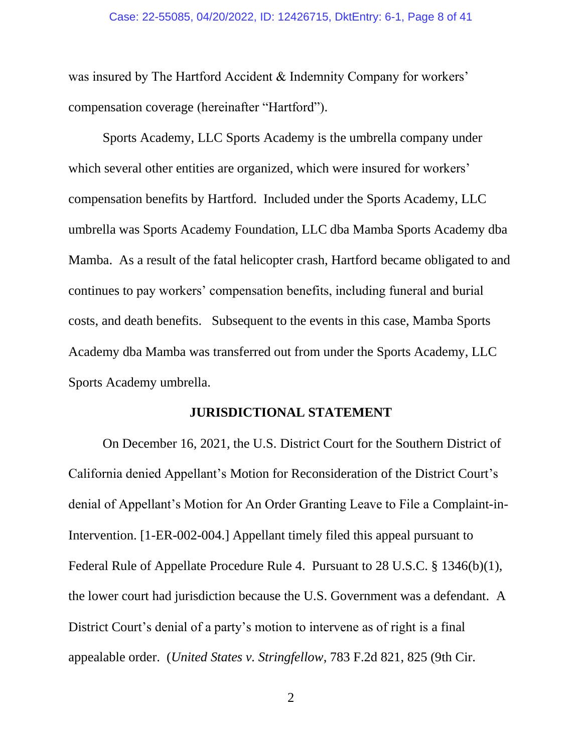was insured by The Hartford Accident & Indemnity Company for workers' compensation coverage (hereinafter "Hartford").

Sports Academy, LLC Sports Academy is the umbrella company under which several other entities are organized, which were insured for workers' compensation benefits by Hartford. Included under the Sports Academy, LLC umbrella was Sports Academy Foundation, LLC dba Mamba Sports Academy dba Mamba. As a result of the fatal helicopter crash, Hartford became obligated to and continues to pay workers' compensation benefits, including funeral and burial costs, and death benefits. Subsequent to the events in this case, Mamba Sports Academy dba Mamba was transferred out from under the Sports Academy, LLC Sports Academy umbrella.

## JURISDICTIONAL STATEMENT

On December 16, 2021, the U.S. District Court for the Southern District of California denied Appellant's Motion for Reconsideration of the District Court's denial of Appellant's Motion for An Order Granting Leave to File a Complaint-in-Intervention. [1-ER-002-004.] Appellant timely filed this appeal pursuant to Federal Rule of Appellate Procedure Rule 4. Pursuant to 28 U.S.C. § 1346(b)(1), the lower court had jurisdiction because the U.S. Government was a defendant. A District Court's denial of a party's motion to intervene as of right is a final appealable order. (*United States v. Stringfellow*, 783 F.2d 821, 825 (9th Cir.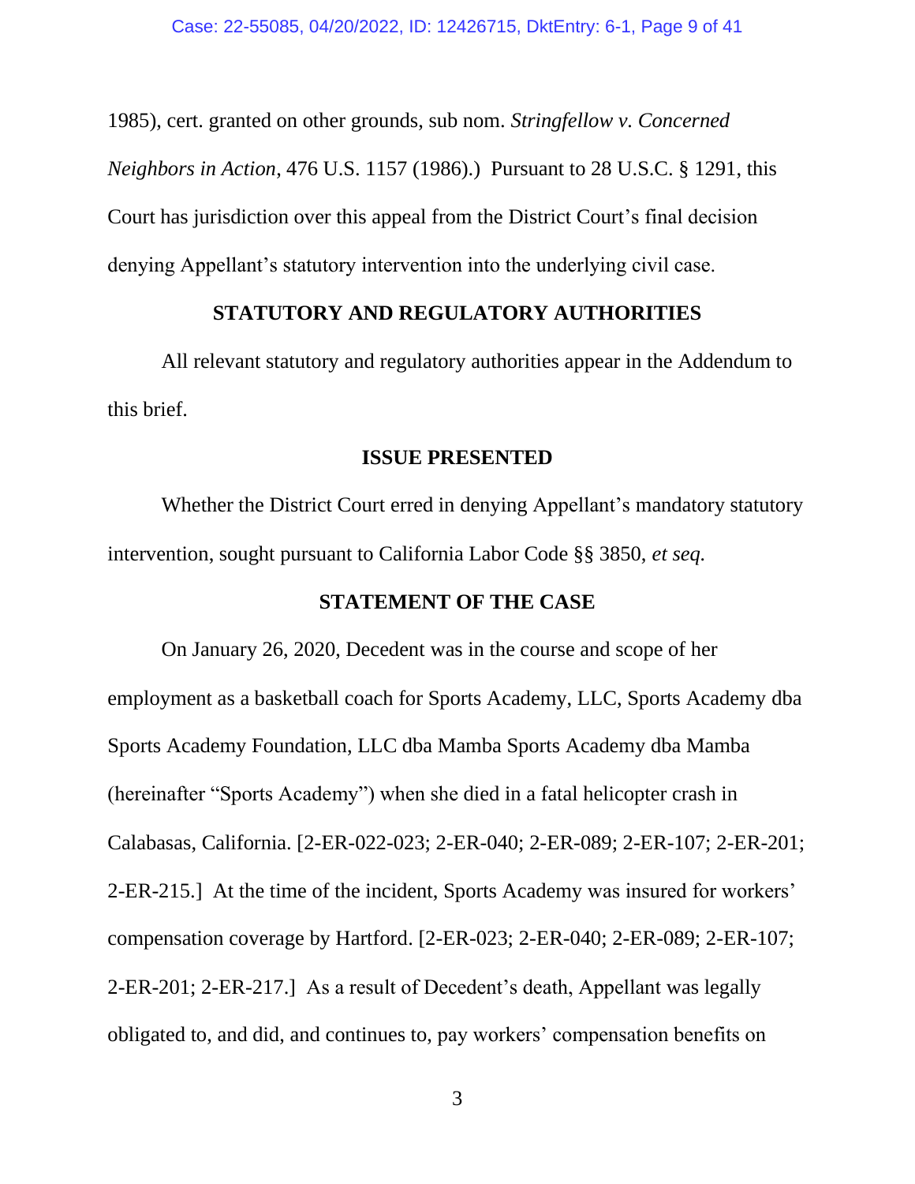1985), cert. granted on other grounds, sub nom. *Stringfellow v. Concerned Neighbors in Action*, 476 U.S. 1157 (1986).) Pursuant to 28 U.S.C. § 1291, this Court has jurisdiction over this appeal from the District Court's final decision denying Appellant's statutory intervention into the underlying civil case.

## STATUTORY AND REGULATORY AUTHORITIES

All relevant statutory and regulatory authorities appear in the Addendum to this brief.

## ISSUE PRESENTED

Whether the District Court erred in denying Appellant's mandatory statutory intervention, sought pursuant to California Labor Code §§ 3850, *et seq.*

## STATEMENT OF THE CASE

On January 26, 2020, Decedent was in the course and scope of her employment as a basketball coach for Sports Academy, LLC, Sports Academy dba Sports Academy Foundation, LLC dba Mamba Sports Academy dba Mamba (hereinafter "Sports Academy") when she died in a fatal helicopter crash in Calabasas, California. [2-ER-022-023; 2-ER-040; 2-ER-089; 2-ER-107; 2-ER-201; 2-ER-215.] At the time of the incident, Sports Academy was insured for workers' compensation coverage by Hartford. [2-ER-023; 2-ER-040; 2-ER-089; 2-ER-107; 2-ER-201; 2-ER-217.] As a result of Decedent's death, Appellant was legally obligated to, and did, and continues to, pay workers' compensation benefits on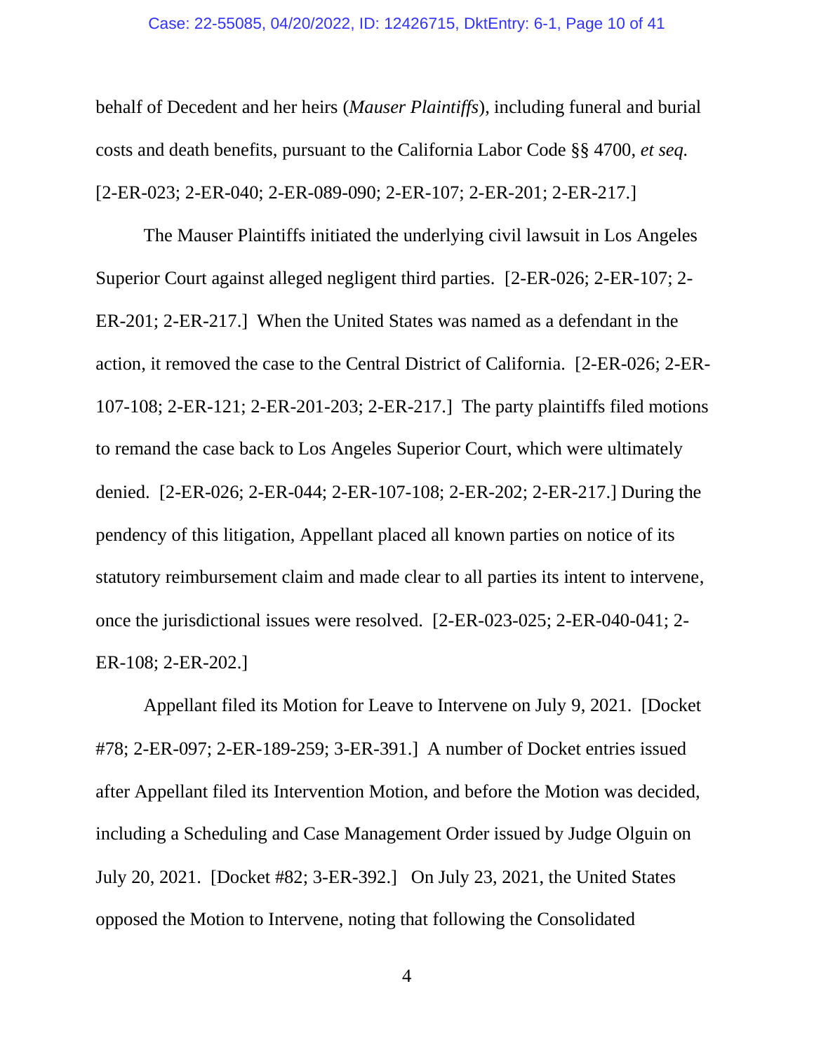behalf of Decedent and her heirs (*Mauser Plaintiffs*), including funeral and burial costs and death benefits, pursuant to the California Labor Code §§ 4700, *et seq.* [2-ER-023; 2-ER-040; 2-ER-089-090; 2-ER-107; 2-ER-201; 2-ER-217.]

The Mauser Plaintiffs initiated the underlying civil lawsuit in Los Angeles Superior Court against alleged negligent third parties. [2-ER-026; 2-ER-107; 2-ER-201; 2-ER-217.] When the United States was named as a defendant in the action, it removed the case to the Central District of California. [2-ER-026; 2-ER-107-108; 2-ER-121; 2-ER-201-203; 2-ER-217.] The party plaintiffs filed motions to remand the case back to Los Angeles Superior Court, which were ultimately denied. [2-ER-026; 2-ER-044; 2-ER-107-108; 2-ER-202; 2-ER-217.] During the pendency of this litigation, Appellant placed all known parties on notice of its statutory reimbursement claim and made clear to all parties its intent to intervene, once the jurisdictional issues were resolved. [2-ER-023-025; 2-ER-040-041; 2-ER-108; 2-ER-202.]

Appellant filed its Motion for Leave to Intervene on July 9, 2021. [Docket #78; 2-ER-097; 2-ER-189-259; 3-ER-391.] A number of Docket entries issued after Appellant filed its Intervention Motion, and before the Motion was decided, including a Scheduling and Case Management Order issued by Judge Olguin on July 20, 2021. [Docket #82; 3-ER-392.] On July 23, 2021, the United States opposed the Motion to Intervene, noting that following the Consolidated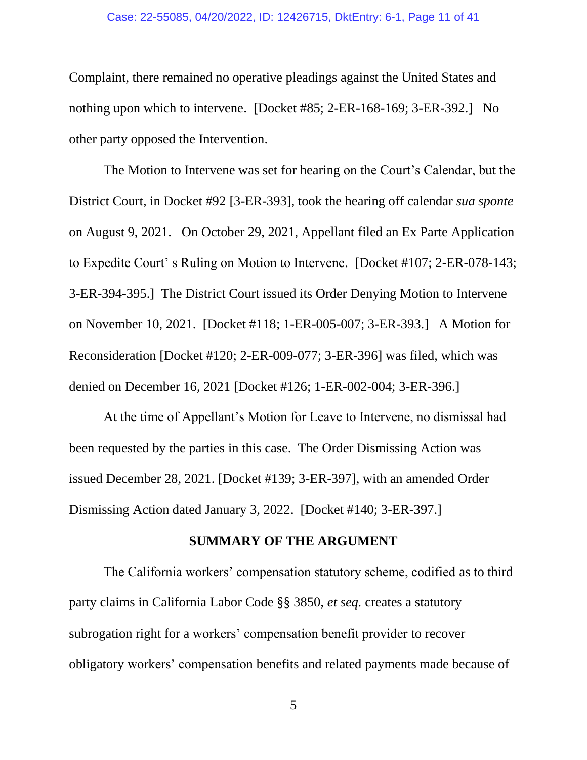Complaint, there remained no operative pleadings against the United States and nothing upon which to intervene. [Docket #85; 2-ER-168-169; 3-ER-392.] No other party opposed the Intervention.

The Motion to Intervene was set for hearing on the Court's Calendar, but the District Court, in Docket #92 [3-ER-393], took the hearing off calendar *sua sponte* on August 9, 2021. On October 29, 2021, Appellant filed an Ex Parte Application to Expedite Court' s Ruling on Motion to Intervene. [Docket #107; 2-ER-078-143; 3-ER-394-395.] The District Court issued its Order Denying Motion to Intervene on November 10, 2021. [Docket #118; 1-ER-005-007; 3-ER-393.] A Motion for Reconsideration [Docket #120; 2-ER-009-077; 3-ER-396] was filed, which was denied on December 16, 2021 [Docket #126; 1-ER-002-004; 3-ER-396.]

At the time of Appellant's Motion for Leave to Intervene, no dismissal had been requested by the parties in this case. The Order Dismissing Action was issued December 28, 2021. [Docket #139; 3-ER-397], with an amended Order Dismissing Action dated January 3, 2022. [Docket #140; 3-ER-397.]

## SUMMARY OF THE ARGUMENT

The California workers' compensation statutory scheme, codified as to third party claims in California Labor Code §§ 3850, *et seq.* creates a statutory subrogation right for a workers' compensation benefit provider to recover obligatory workers' compensation benefits and related payments made because of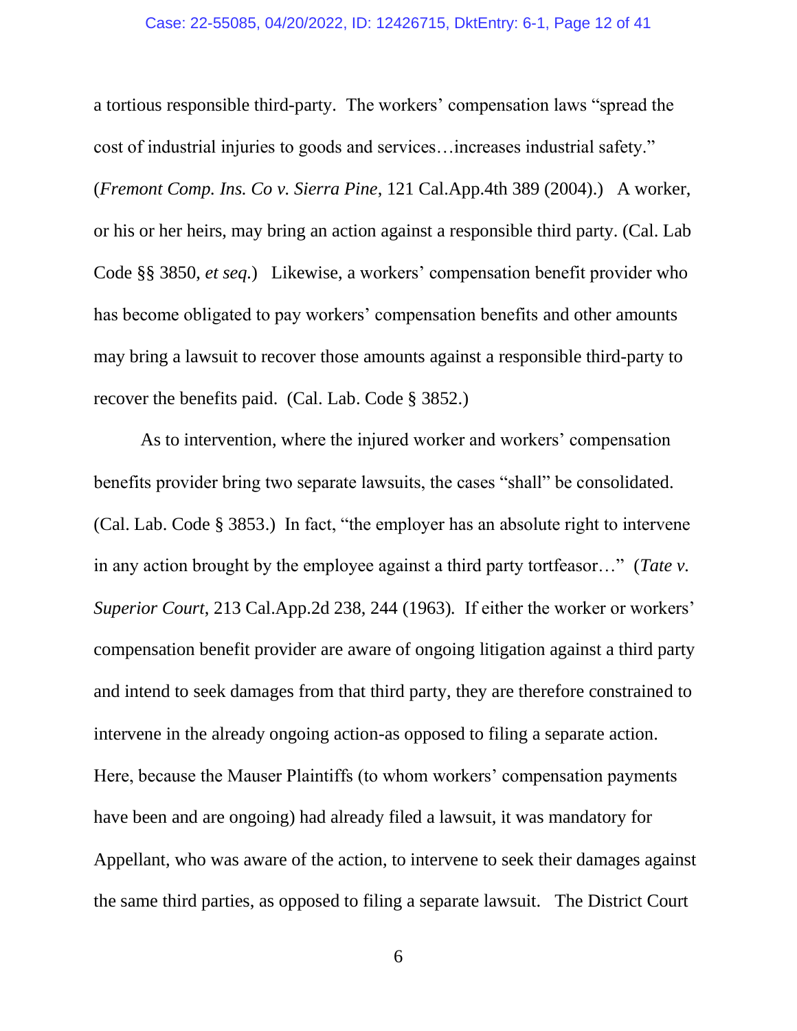a tortious responsible third-party. The workers' compensation laws "spread the cost of industrial injuries to goods and services…increases industrial safety." (*Fremont Comp. Ins. Co v. Sierra Pine*, 121 Cal.App.4th 389 (2004).) A worker, or his or her heirs, may bring an action against a responsible third party. (Cal. Lab Code §§ 3850, *et seq.*) Likewise, a workers' compensation benefit provider who has become obligated to pay workers' compensation benefits and other amounts may bring a lawsuit to recover those amounts against a responsible third-party to recover the benefits paid. (Cal. Lab. Code § 3852.)

As to intervention, where the injured worker and workers' compensation benefits provider bring two separate lawsuits, the cases "shall" be consolidated. (Cal. Lab. Code § 3853.) In fact, "the employer has an absolute right to intervene in any action brought by the employee against a third party tortfeasor…" (*Tate v. Superior Court*, 213 Cal.App.2d 238, 244 (1963). If either the worker or workers' compensation benefit provider are aware of ongoing litigation against a third party and intend to seek damages from that third party, they are therefore constrained to intervene in the already ongoing action-as opposed to filing a separate action. Here, because the Mauser Plaintiffs (to whom workers' compensation payments have been and are ongoing) had already filed a lawsuit, it was mandatory for Appellant, who was aware of the action, to intervene to seek their damages against the same third parties, as opposed to filing a separate lawsuit. The District Court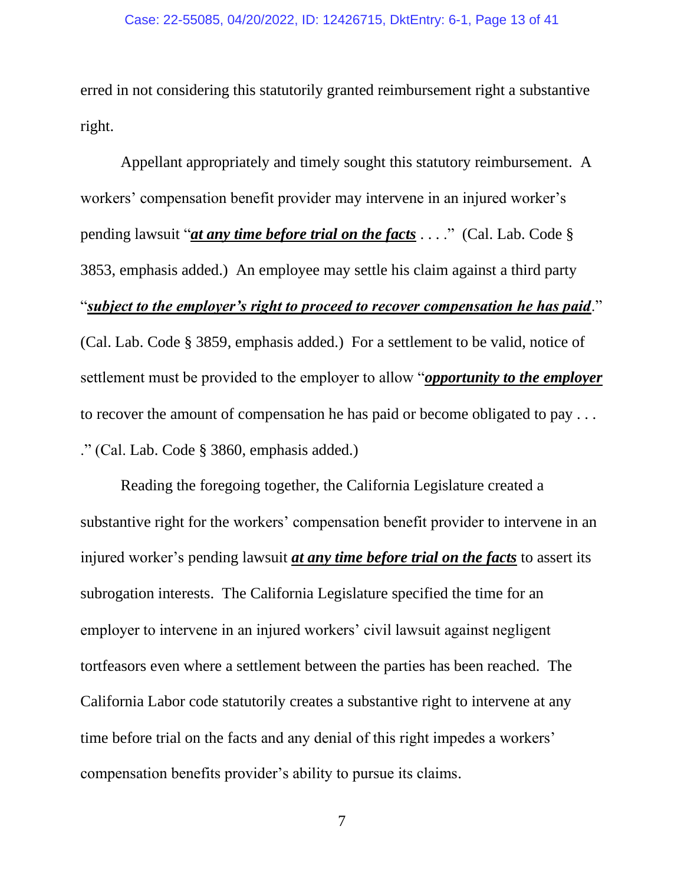erred in not considering this statutorily granted reimbursement right a substantive right.

Appellant appropriately and timely sought this statutory reimbursement. A workers' compensation benefit provider may intervene in an injured worker's pending lawsuit "***at any time before trial on the facts*** . . . ." (Cal. Lab. Code § 3853, emphasis added.) An employee may settle his claim against a third party "***subject to the employer's right to proceed to recover compensation he has paid***." (Cal. Lab. Code § 3859, emphasis added.) For a settlement to be valid, notice of settlement must be provided to the employer to allow "***opportunity to the employer*** to recover the amount of compensation he has paid or become obligated to pay . . . ." (Cal. Lab. Code § 3860, emphasis added.)

Reading the foregoing together, the California Legislature created a substantive right for the workers' compensation benefit provider to intervene in an injured worker's pending lawsuit ***at any time before trial on the facts*** to assert its subrogation interests. The California Legislature specified the time for an employer to intervene in an injured workers' civil lawsuit against negligent tortfeasors even where a settlement between the parties has been reached. The California Labor code statutorily creates a substantive right to intervene at any time before trial on the facts and any denial of this right impedes a workers' compensation benefits provider's ability to pursue its claims.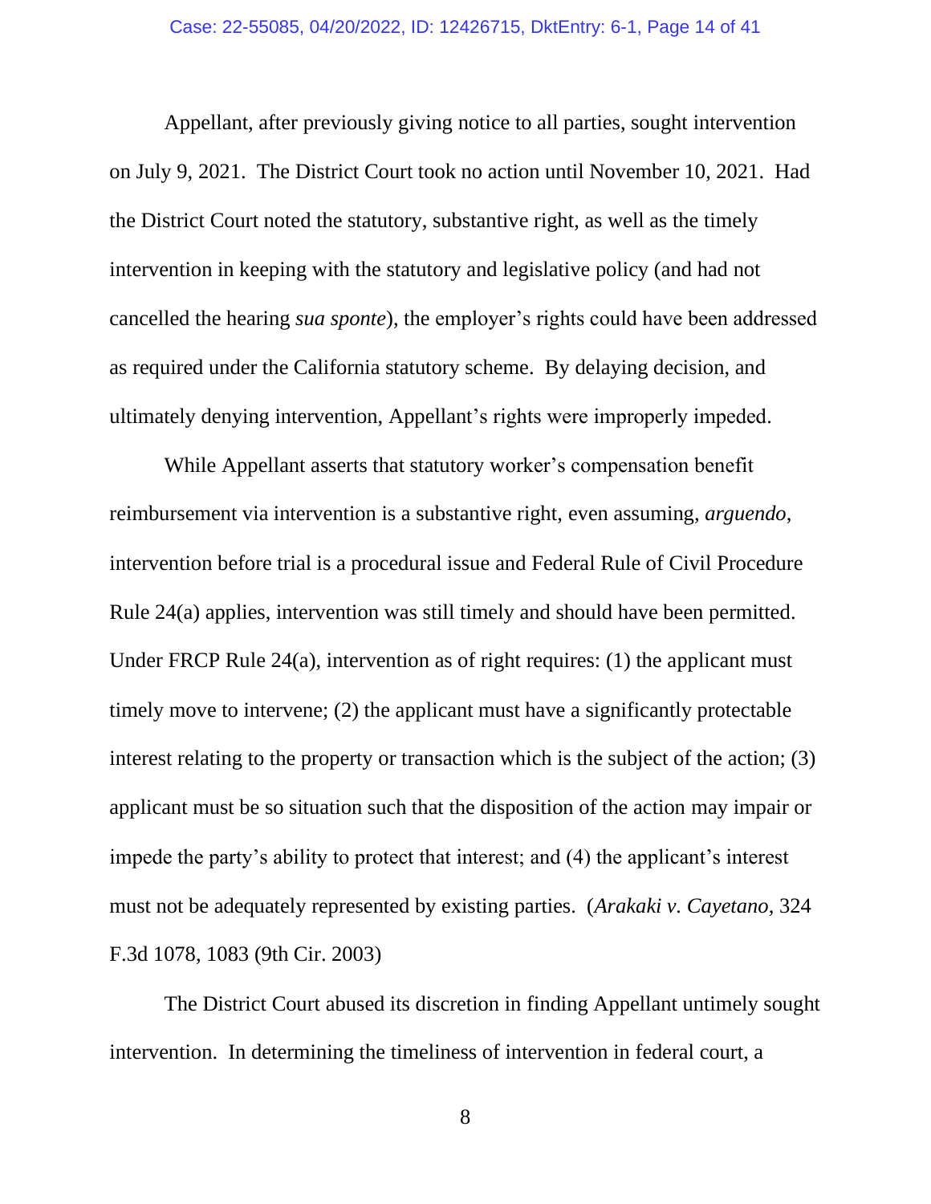Appellant, after previously giving notice to all parties, sought intervention on July 9, 2021. The District Court took no action until November 10, 2021. Had the District Court noted the statutory, substantive right, as well as the timely intervention in keeping with the statutory and legislative policy (and had not cancelled the hearing *sua sponte*), the employer's rights could have been addressed as required under the California statutory scheme. By delaying decision, and ultimately denying intervention, Appellant's rights were improperly impeded.

While Appellant asserts that statutory worker's compensation benefit reimbursement via intervention is a substantive right, even assuming, *arguendo*, intervention before trial is a procedural issue and Federal Rule of Civil Procedure Rule 24(a) applies, intervention was still timely and should have been permitted. Under FRCP Rule 24(a), intervention as of right requires: (1) the applicant must timely move to intervene; (2) the applicant must have a significantly protectable interest relating to the property or transaction which is the subject of the action; (3) applicant must be so situation such that the disposition of the action may impair or impede the party's ability to protect that interest; and (4) the applicant's interest must not be adequately represented by existing parties. (*Arakaki v. Cayetano*, 324 F.3d 1078, 1083 (9th Cir. 2003)

The District Court abused its discretion in finding Appellant untimely sought intervention. In determining the timeliness of intervention in federal court, a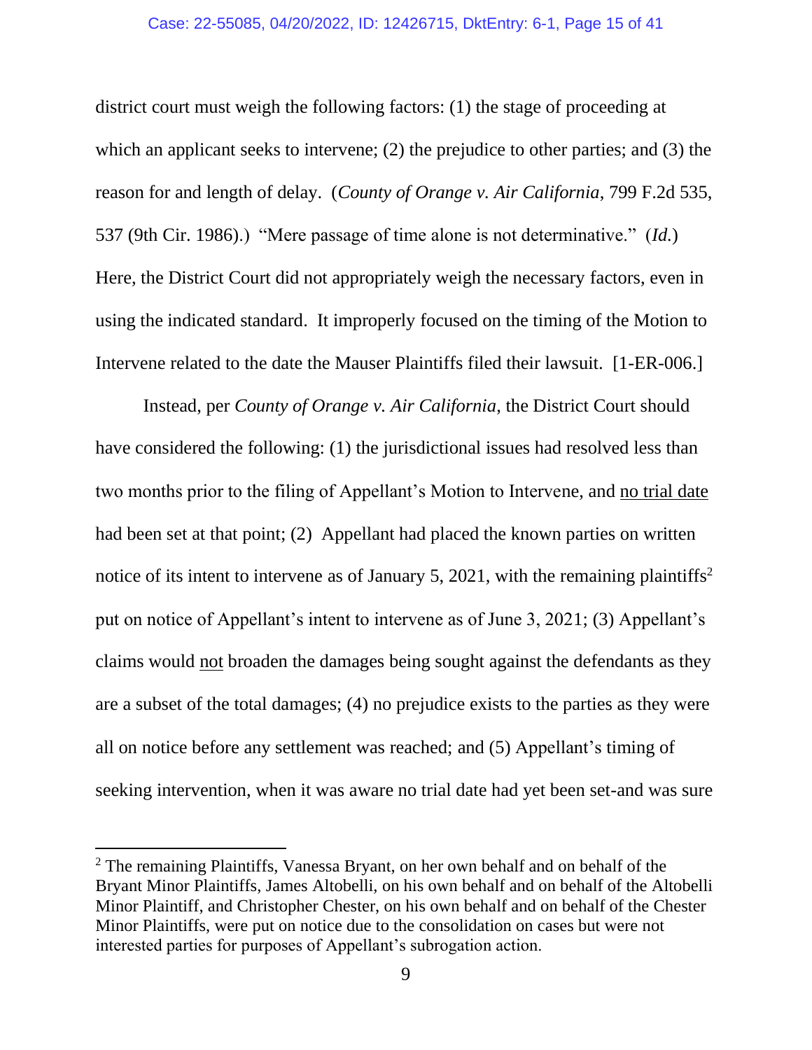district court must weigh the following factors: (1) the stage of proceeding at which an applicant seeks to intervene; (2) the prejudice to other parties; and (3) the reason for and length of delay. (*County of Orange v. Air California*, 799 F.2d 535, 537 (9th Cir. 1986).) "Mere passage of time alone is not determinative." (*Id.*) Here, the District Court did not appropriately weigh the necessary factors, even in using the indicated standard. It improperly focused on the timing of the Motion to Intervene related to the date the Mauser Plaintiffs filed their lawsuit. [1-ER-006.]

Instead, per *County of Orange v. Air California*, the District Court should have considered the following: (1) the jurisdictional issues had resolved less than two months prior to the filing of Appellant's Motion to Intervene, and <u>no trial date</u> had been set at that point; (2) Appellant had placed the known parties on written notice of its intent to intervene as of January 5, 2021, with the remaining plaintiffs[2] put on notice of Appellant's intent to intervene as of June 3, 2021; (3) Appellant's claims would <u>not</u> broaden the damages being sought against the defendants as they are a subset of the total damages; (4) no prejudice exists to the parties as they were all on notice before any settlement was reached; and (5) Appellant's timing of seeking intervention, when it was aware no trial date had yet been set-and was sure

---

[2] The remaining Plaintiffs, Vanessa Bryant, on her own behalf and on behalf of the Bryant Minor Plaintiffs, James Altobelli, on his own behalf and on behalf of the Altobelli Minor Plaintiff, and Christopher Chester, on his own behalf and on behalf of the Chester Minor Plaintiffs, were put on notice due to the consolidation on cases but were not interested parties for purposes of Appellant's subrogation action.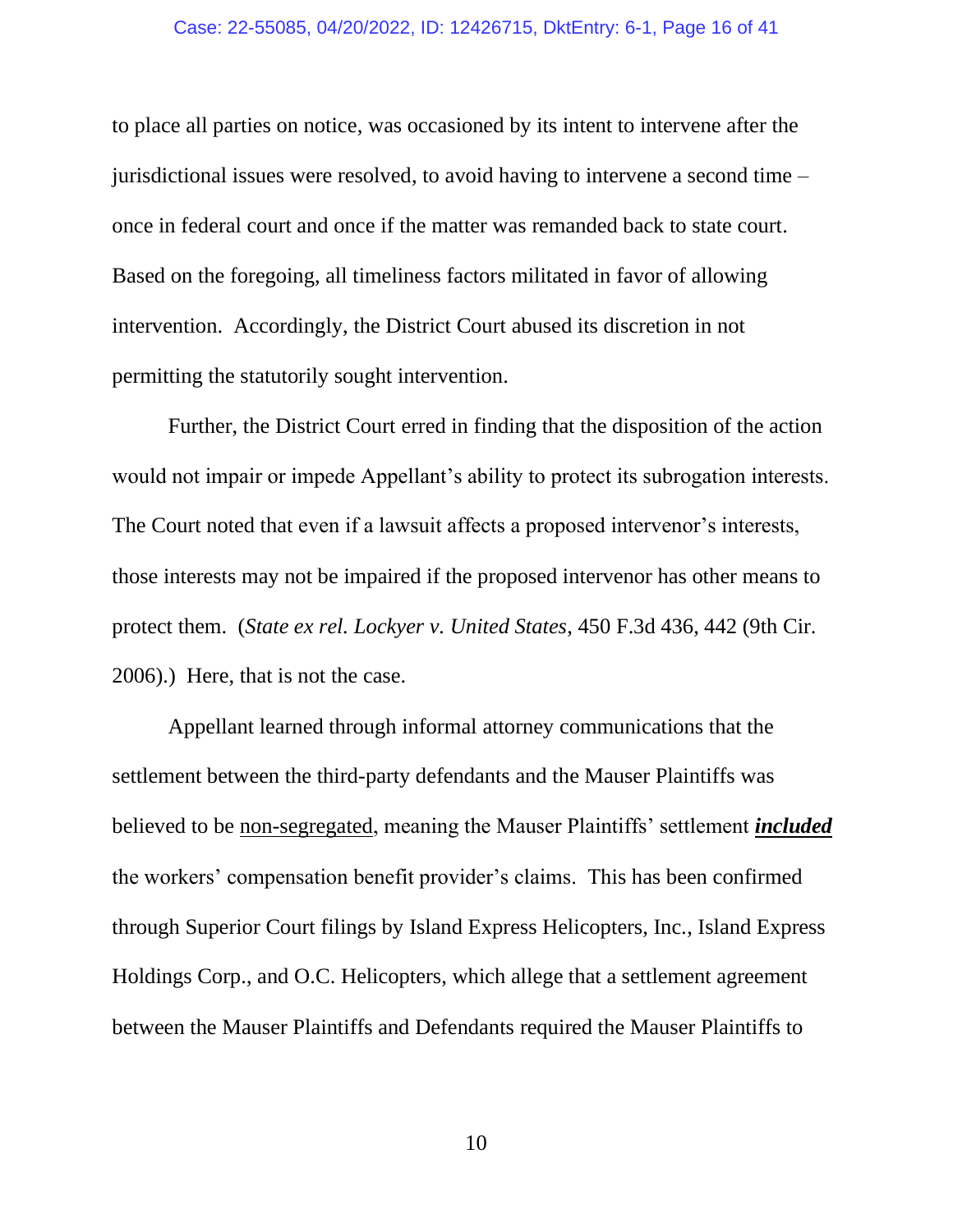to place all parties on notice, was occasioned by its intent to intervene after the jurisdictional issues were resolved, to avoid having to intervene a second time – once in federal court and once if the matter was remanded back to state court. Based on the foregoing, all timeliness factors militated in favor of allowing intervention. Accordingly, the District Court abused its discretion in not permitting the statutorily sought intervention.

Further, the District Court erred in finding that the disposition of the action would not impair or impede Appellant's ability to protect its subrogation interests. The Court noted that even if a lawsuit affects a proposed intervenor's interests, those interests may not be impaired if the proposed intervenor has other means to protect them. (*State ex rel. Lockyer v. United States*, 450 F.3d 436, 442 (9th Cir. 2006).) Here, that is not the case.

Appellant learned through informal attorney communications that the settlement between the third-party defendants and the Mauser Plaintiffs was believed to be <u>non-segregated</u>, meaning the Mauser Plaintiffs' settlement ***<u>included</u>*** the workers' compensation benefit provider's claims. This has been confirmed through Superior Court filings by Island Express Helicopters, Inc., Island Express Holdings Corp., and O.C. Helicopters, which allege that a settlement agreement between the Mauser Plaintiffs and Defendants required the Mauser Plaintiffs to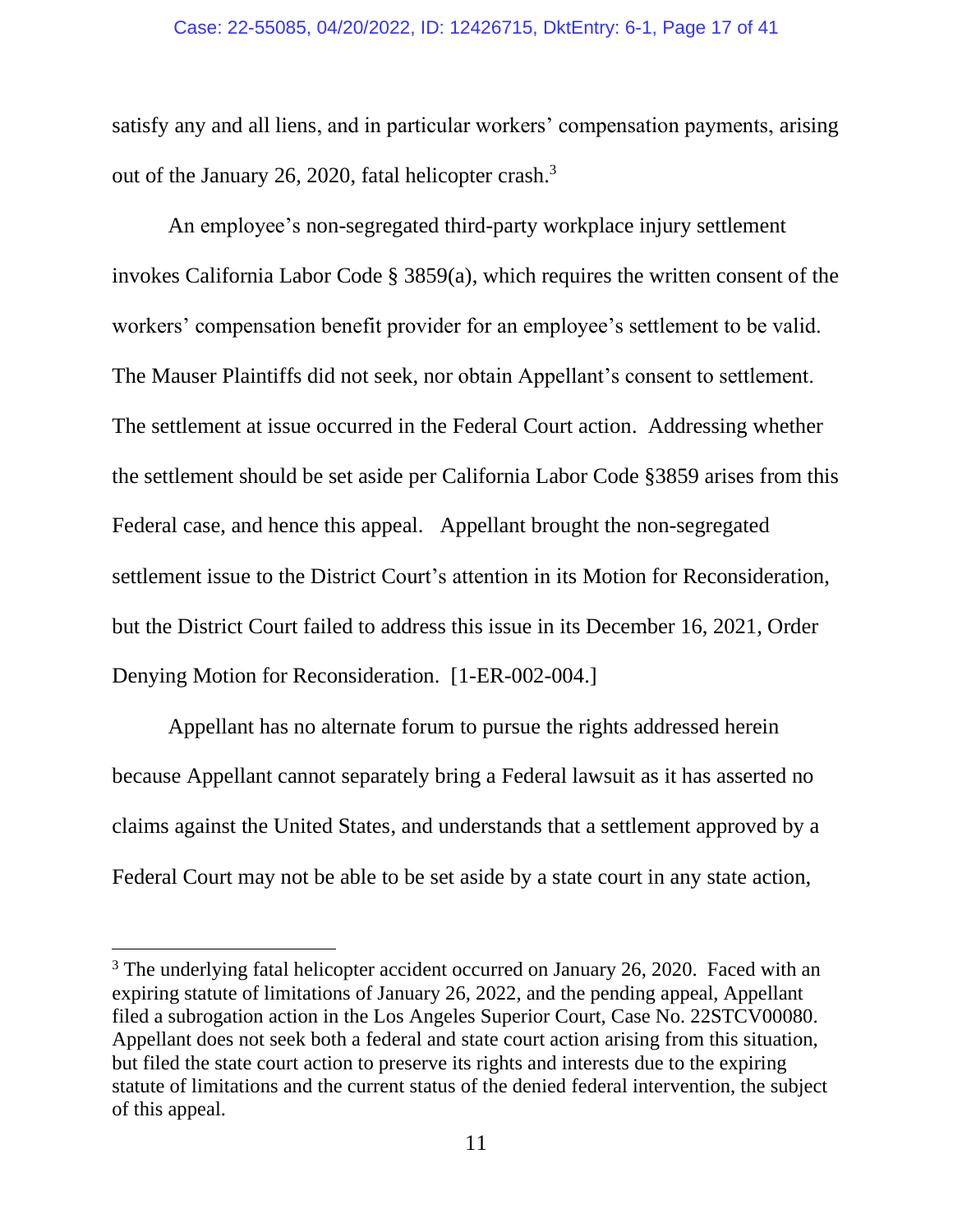satisfy any and all liens, and in particular workers' compensation payments, arising out of the January 26, 2020, fatal helicopter crash.[3]

An employee's non-segregated third-party workplace injury settlement invokes California Labor Code § 3859(a), which requires the written consent of the workers' compensation benefit provider for an employee's settlement to be valid. The Mauser Plaintiffs did not seek, nor obtain Appellant's consent to settlement. The settlement at issue occurred in the Federal Court action. Addressing whether the settlement should be set aside per California Labor Code §3859 arises from this Federal case, and hence this appeal. Appellant brought the non-segregated settlement issue to the District Court's attention in its Motion for Reconsideration, but the District Court failed to address this issue in its December 16, 2021, Order Denying Motion for Reconsideration. [1-ER-002-004.]

Appellant has no alternate forum to pursue the rights addressed herein because Appellant cannot separately bring a Federal lawsuit as it has asserted no claims against the United States, and understands that a settlement approved by a Federal Court may not be able to be set aside by a state court in any state action,

[3] The underlying fatal helicopter accident occurred on January 26, 2020. Faced with an expiring statute of limitations of January 26, 2022, and the pending appeal, Appellant filed a subrogation action in the Los Angeles Superior Court, Case No. 22STCV00080. Appellant does not seek both a federal and state court action arising from this situation, but filed the state court action to preserve its rights and interests due to the expiring statute of limitations and the current status of the denied federal intervention, the subject of this appeal.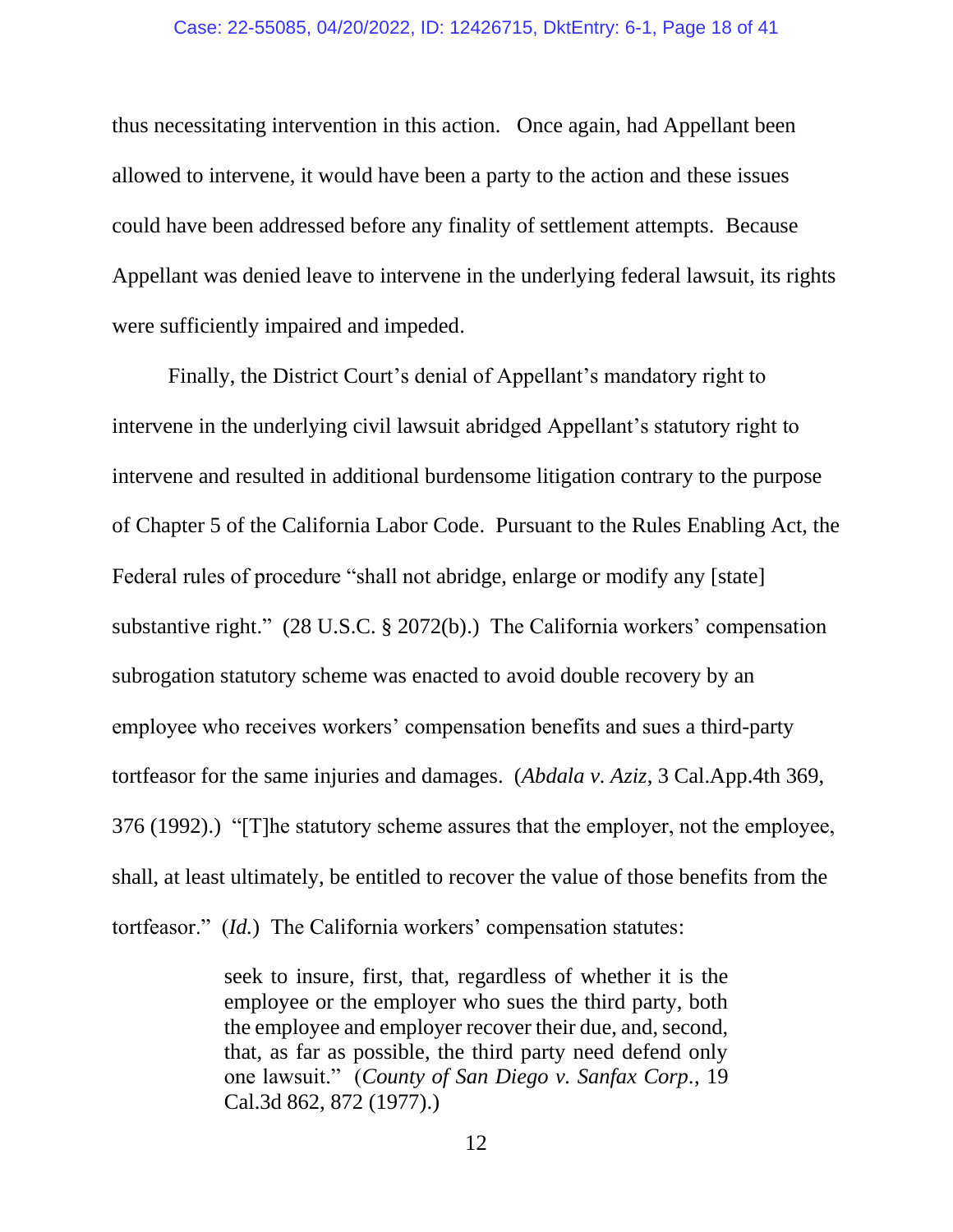thus necessitating intervention in this action. Once again, had Appellant been allowed to intervene, it would have been a party to the action and these issues could have been addressed before any finality of settlement attempts. Because Appellant was denied leave to intervene in the underlying federal lawsuit, its rights were sufficiently impaired and impeded.

Finally, the District Court's denial of Appellant's mandatory right to intervene in the underlying civil lawsuit abridged Appellant's statutory right to intervene and resulted in additional burdensome litigation contrary to the purpose of Chapter 5 of the California Labor Code. Pursuant to the Rules Enabling Act, the Federal rules of procedure "shall not abridge, enlarge or modify any [state] substantive right." (28 U.S.C. § 2072(b).) The California workers' compensation subrogation statutory scheme was enacted to avoid double recovery by an employee who receives workers' compensation benefits and sues a third-party tortfeasor for the same injuries and damages. (*Abdala v. Aziz*, 3 Cal.App.4th 369, 376 (1992).) "[T]he statutory scheme assures that the employer, not the employee, shall, at least ultimately, be entitled to recover the value of those benefits from the tortfeasor." (*Id.*) The California workers' compensation statutes:

> seek to insure, first, that, regardless of whether it is the employee or the employer who sues the third party, both the employee and employer recover their due, and, second, that, as far as possible, the third party need defend only one lawsuit." (*County of San Diego v. Sanfax Corp.*, 19 Cal.3d 862, 872 (1977).)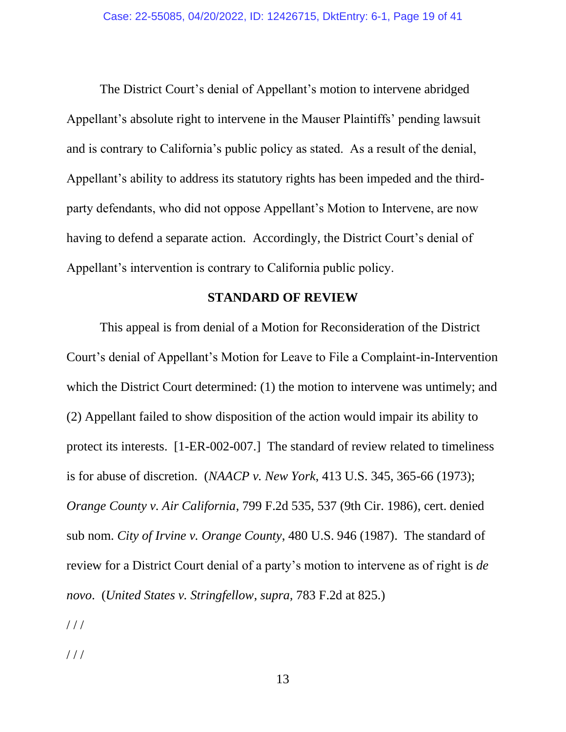The District Court's denial of Appellant's motion to intervene abridged Appellant's absolute right to intervene in the Mauser Plaintiffs' pending lawsuit and is contrary to California's public policy as stated. As a result of the denial, Appellant's ability to address its statutory rights has been impeded and the third-party defendants, who did not oppose Appellant's Motion to Intervene, are now having to defend a separate action. Accordingly, the District Court's denial of Appellant's intervention is contrary to California public policy.

**STANDARD OF REVIEW**

This appeal is from denial of a Motion for Reconsideration of the District Court's denial of Appellant's Motion for Leave to File a Complaint-in-Intervention which the District Court determined: (1) the motion to intervene was untimely; and (2) Appellant failed to show disposition of the action would impair its ability to protect its interests. [1-ER-002-007.] The standard of review related to timeliness is for abuse of discretion. (*NAACP v. New York*, 413 U.S. 345, 365-66 (1973); *Orange County v. Air California*, 799 F.2d 535, 537 (9th Cir. 1986), cert. denied sub nom. *City of Irvine v. Orange County*, 480 U.S. 946 (1987). The standard of review for a District Court denial of a party's motion to intervene as of right is *de novo*. (*United States v. Stringfellow*, *supra*, 783 F.2d at 825.)

/ / /

/ / /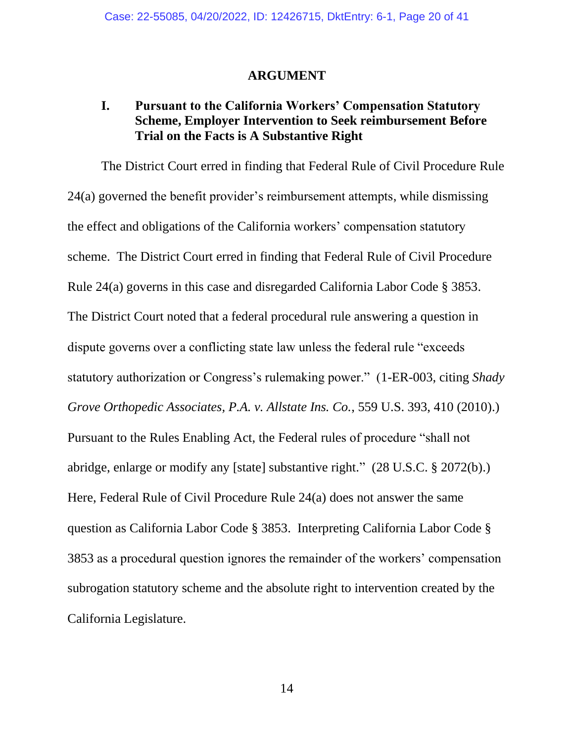# ARGUMENT

## I. Pursuant to the California Workers' Compensation Statutory Scheme, Employer Intervention to Seek reimbursement Before Trial on the Facts is A Substantive Right

The District Court erred in finding that Federal Rule of Civil Procedure Rule 24(a) governed the benefit provider's reimbursement attempts, while dismissing the effect and obligations of the California workers' compensation statutory scheme. The District Court erred in finding that Federal Rule of Civil Procedure Rule 24(a) governs in this case and disregarded California Labor Code § 3853. The District Court noted that a federal procedural rule answering a question in dispute governs over a conflicting state law unless the federal rule "exceeds statutory authorization or Congress's rulemaking power." (1-ER-003, citing *Shady Grove Orthopedic Associates, P.A. v. Allstate Ins. Co.*, 559 U.S. 393, 410 (2010).) Pursuant to the Rules Enabling Act, the Federal rules of procedure "shall not abridge, enlarge or modify any [state] substantive right." (28 U.S.C. § 2072(b).) Here, Federal Rule of Civil Procedure Rule 24(a) does not answer the same question as California Labor Code § 3853. Interpreting California Labor Code § 3853 as a procedural question ignores the remainder of the workers' compensation subrogation statutory scheme and the absolute right to intervention created by the California Legislature.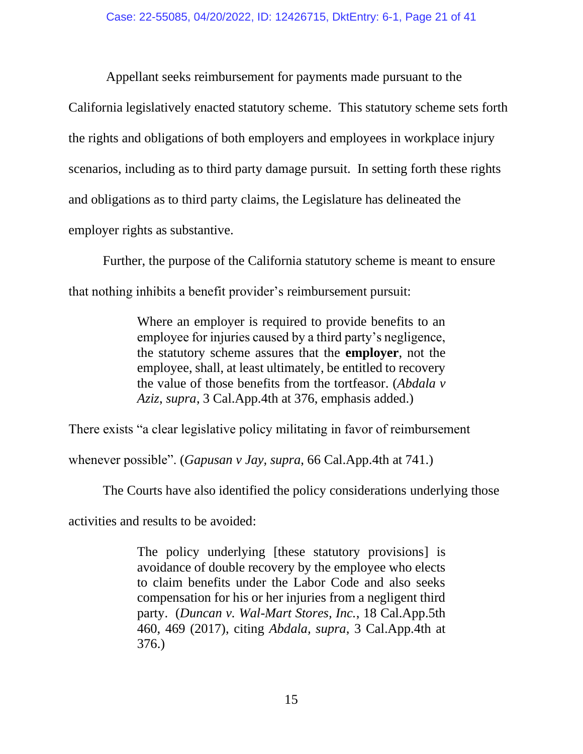Appellant seeks reimbursement for payments made pursuant to the California legislatively enacted statutory scheme. This statutory scheme sets forth the rights and obligations of both employers and employees in workplace injury scenarios, including as to third party damage pursuit. In setting forth these rights and obligations as to third party claims, the Legislature has delineated the employer rights as substantive.

Further, the purpose of the California statutory scheme is meant to ensure that nothing inhibits a benefit provider's reimbursement pursuit:

> Where an employer is required to provide benefits to an employee for injuries caused by a third party's negligence, the statutory scheme assures that the **employer**, not the employee, shall, at least ultimately, be entitled to recovery the value of those benefits from the tortfeasor. (*Abdala v Aziz*, *supra*, 3 Cal.App.4th at 376, emphasis added.)

There exists "a clear legislative policy militating in favor of reimbursement whenever possible". (*Gapusan v Jay*, *supra*, 66 Cal.App.4th at 741.)

The Courts have also identified the policy considerations underlying those activities and results to be avoided:

> The policy underlying [these statutory provisions] is avoidance of double recovery by the employee who elects to claim benefits under the Labor Code and also seeks compensation for his or her injuries from a negligent third party. (*Duncan v. Wal-Mart Stores, Inc.*, 18 Cal.App.5th 460, 469 (2017), citing *Abdala*, *supra*, 3 Cal.App.4th at 376.)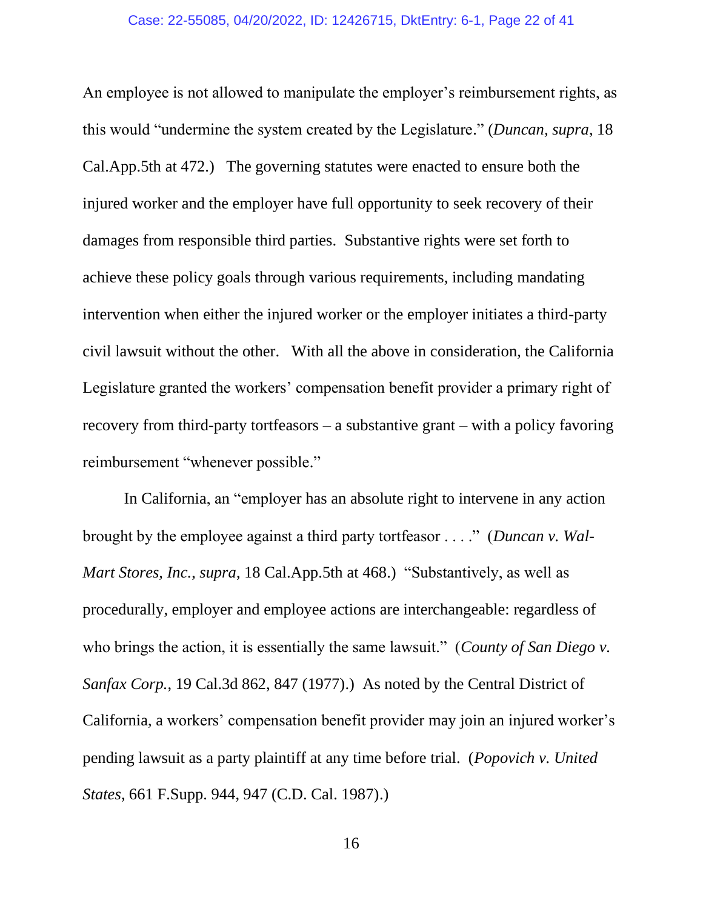An employee is not allowed to manipulate the employer's reimbursement rights, as this would "undermine the system created by the Legislature." (*Duncan, supra*, 18 Cal.App.5th at 472.) The governing statutes were enacted to ensure both the injured worker and the employer have full opportunity to seek recovery of their damages from responsible third parties. Substantive rights were set forth to achieve these policy goals through various requirements, including mandating intervention when either the injured worker or the employer initiates a third-party civil lawsuit without the other. With all the above in consideration, the California Legislature granted the workers' compensation benefit provider a primary right of recovery from third-party tortfeasors – a substantive grant – with a policy favoring reimbursement "whenever possible."

In California, an "employer has an absolute right to intervene in any action brought by the employee against a third party tortfeasor . . . ." (*Duncan v. Wal-Mart Stores, Inc.*, *supra*, 18 Cal.App.5th at 468.) "Substantively, as well as procedurally, employer and employee actions are interchangeable: regardless of who brings the action, it is essentially the same lawsuit." (*County of San Diego v. Sanfax Corp.*, 19 Cal.3d 862, 847 (1977).) As noted by the Central District of California, a workers' compensation benefit provider may join an injured worker's pending lawsuit as a party plaintiff at any time before trial. (*Popovich v. United States*, 661 F.Supp. 944, 947 (C.D. Cal. 1987).)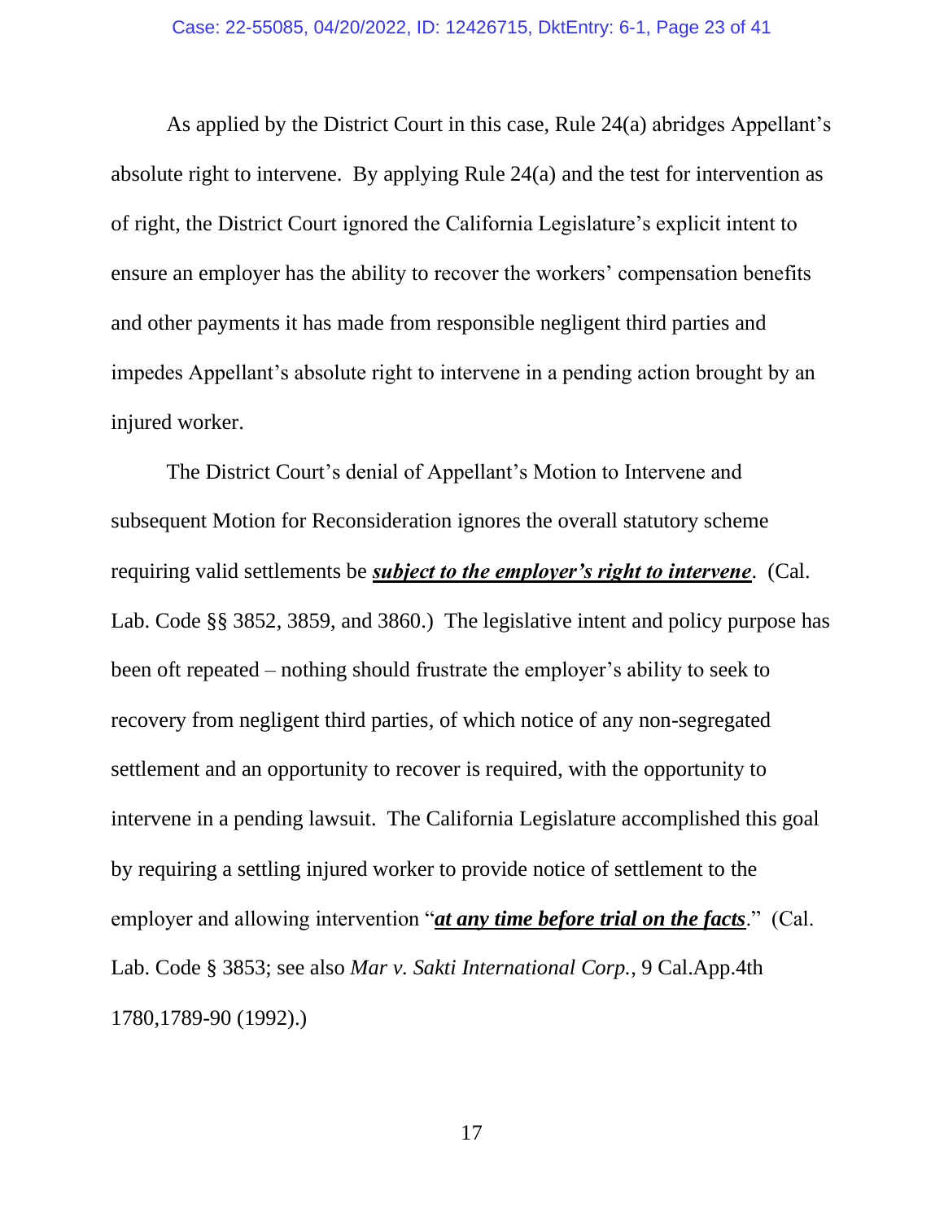As applied by the District Court in this case, Rule 24(a) abridges Appellant's absolute right to intervene. By applying Rule 24(a) and the test for intervention as of right, the District Court ignored the California Legislature's explicit intent to ensure an employer has the ability to recover the workers' compensation benefits and other payments it has made from responsible negligent third parties and impedes Appellant's absolute right to intervene in a pending action brought by an injured worker.

The District Court's denial of Appellant's Motion to Intervene and subsequent Motion for Reconsideration ignores the overall statutory scheme requiring valid settlements be ***<u>subject to the employer's right to intervene</u>***. (Cal. Lab. Code §§ 3852, 3859, and 3860.) The legislative intent and policy purpose has been oft repeated – nothing should frustrate the employer's ability to seek to recovery from negligent third parties, of which notice of any non-segregated settlement and an opportunity to recover is required, with the opportunity to intervene in a pending lawsuit. The California Legislature accomplished this goal by requiring a settling injured worker to provide notice of settlement to the employer and allowing intervention "***<u>at any time before trial on the facts</u>***." (Cal. Lab. Code § 3853; see also *Mar v. Sakti International Corp.*, 9 Cal.App.4th 1780,1789-90 (1992).)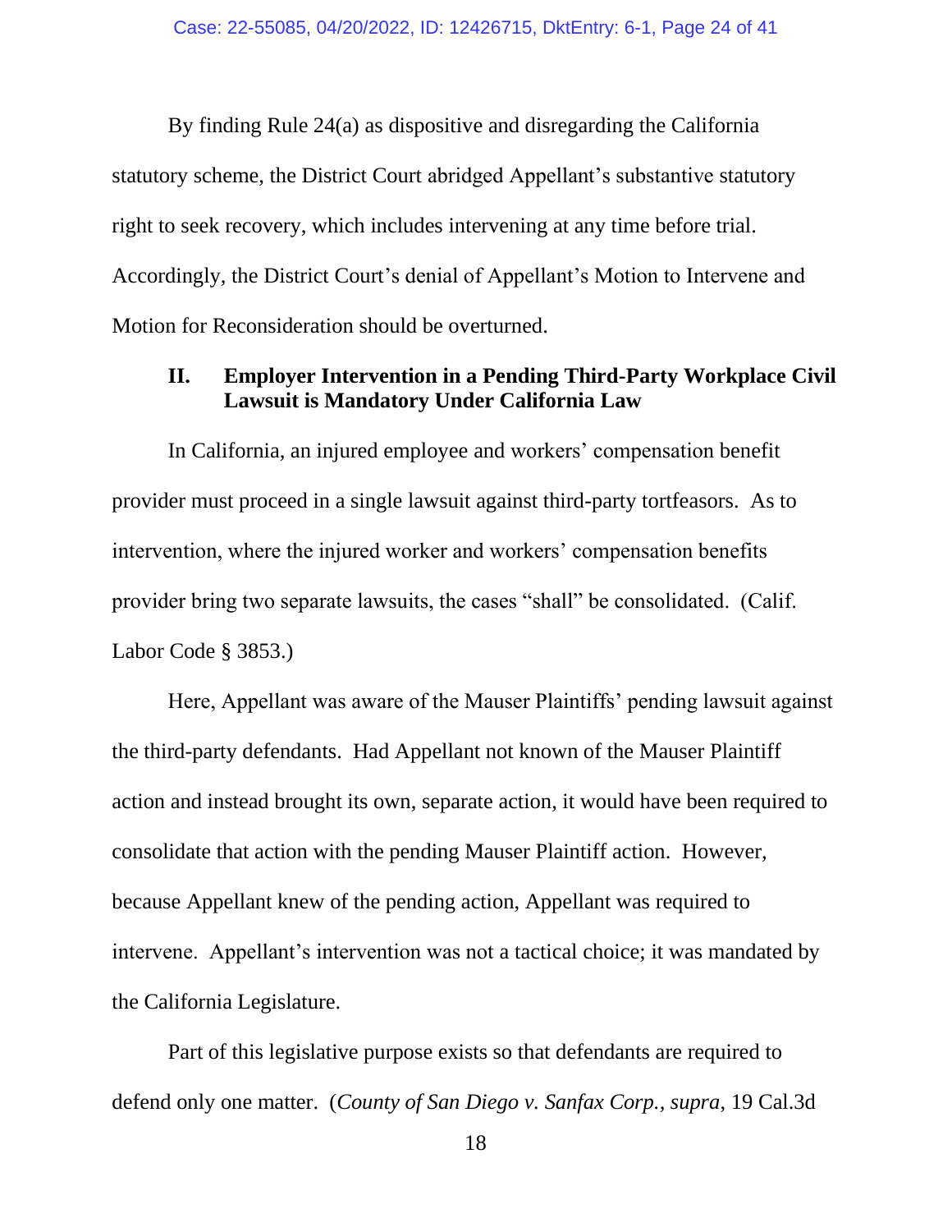By finding Rule 24(a) as dispositive and disregarding the California statutory scheme, the District Court abridged Appellant's substantive statutory right to seek recovery, which includes intervening at any time before trial. Accordingly, the District Court's denial of Appellant's Motion to Intervene and Motion for Reconsideration should be overturned.

## II. Employer Intervention in a Pending Third-Party Workplace Civil Lawsuit is Mandatory Under California Law

In California, an injured employee and workers' compensation benefit provider must proceed in a single lawsuit against third-party tortfeasors. As to intervention, where the injured worker and workers' compensation benefits provider bring two separate lawsuits, the cases "shall" be consolidated. (Calif. Labor Code § 3853.)

Here, Appellant was aware of the Mauser Plaintiffs' pending lawsuit against the third-party defendants. Had Appellant not known of the Mauser Plaintiff action and instead brought its own, separate action, it would have been required to consolidate that action with the pending Mauser Plaintiff action. However, because Appellant knew of the pending action, Appellant was required to intervene. Appellant's intervention was not a tactical choice; it was mandated by the California Legislature.

Part of this legislative purpose exists so that defendants are required to defend only one matter. (*County of San Diego v. Sanfax Corp.*, *supra*, 19 Cal.3d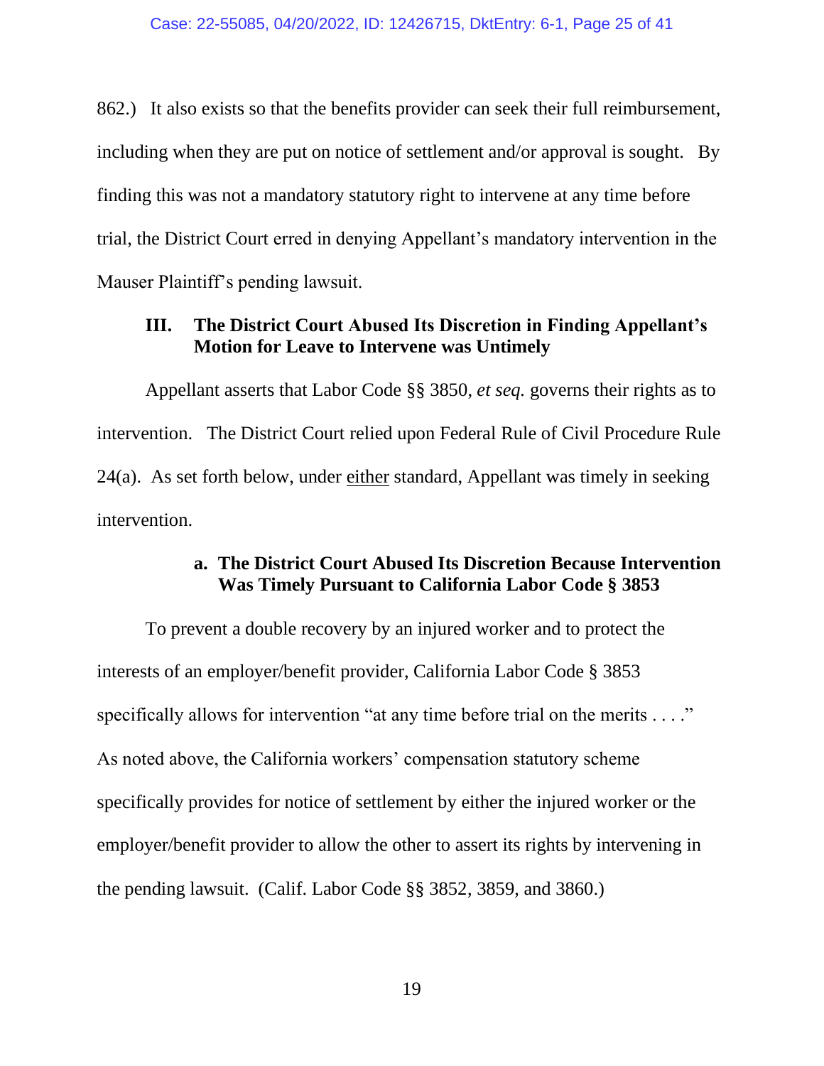862.) It also exists so that the benefits provider can seek their full reimbursement, including when they are put on notice of settlement and/or approval is sought. By finding this was not a mandatory statutory right to intervene at any time before trial, the District Court erred in denying Appellant's mandatory intervention in the Mauser Plaintiff's pending lawsuit.

### III. The District Court Abused Its Discretion in Finding Appellant's Motion for Leave to Intervene was Untimely

Appellant asserts that Labor Code §§ 3850, *et seq.* governs their rights as to intervention. The District Court relied upon Federal Rule of Civil Procedure Rule 24(a). As set forth below, under <u>either</u> standard, Appellant was timely in seeking intervention.

#### a. The District Court Abused Its Discretion Because Intervention Was Timely Pursuant to California Labor Code § 3853

To prevent a double recovery by an injured worker and to protect the interests of an employer/benefit provider, California Labor Code § 3853 specifically allows for intervention "at any time before trial on the merits . . . ." As noted above, the California workers' compensation statutory scheme specifically provides for notice of settlement by either the injured worker or the employer/benefit provider to allow the other to assert its rights by intervening in the pending lawsuit. (Calif. Labor Code §§ 3852, 3859, and 3860.)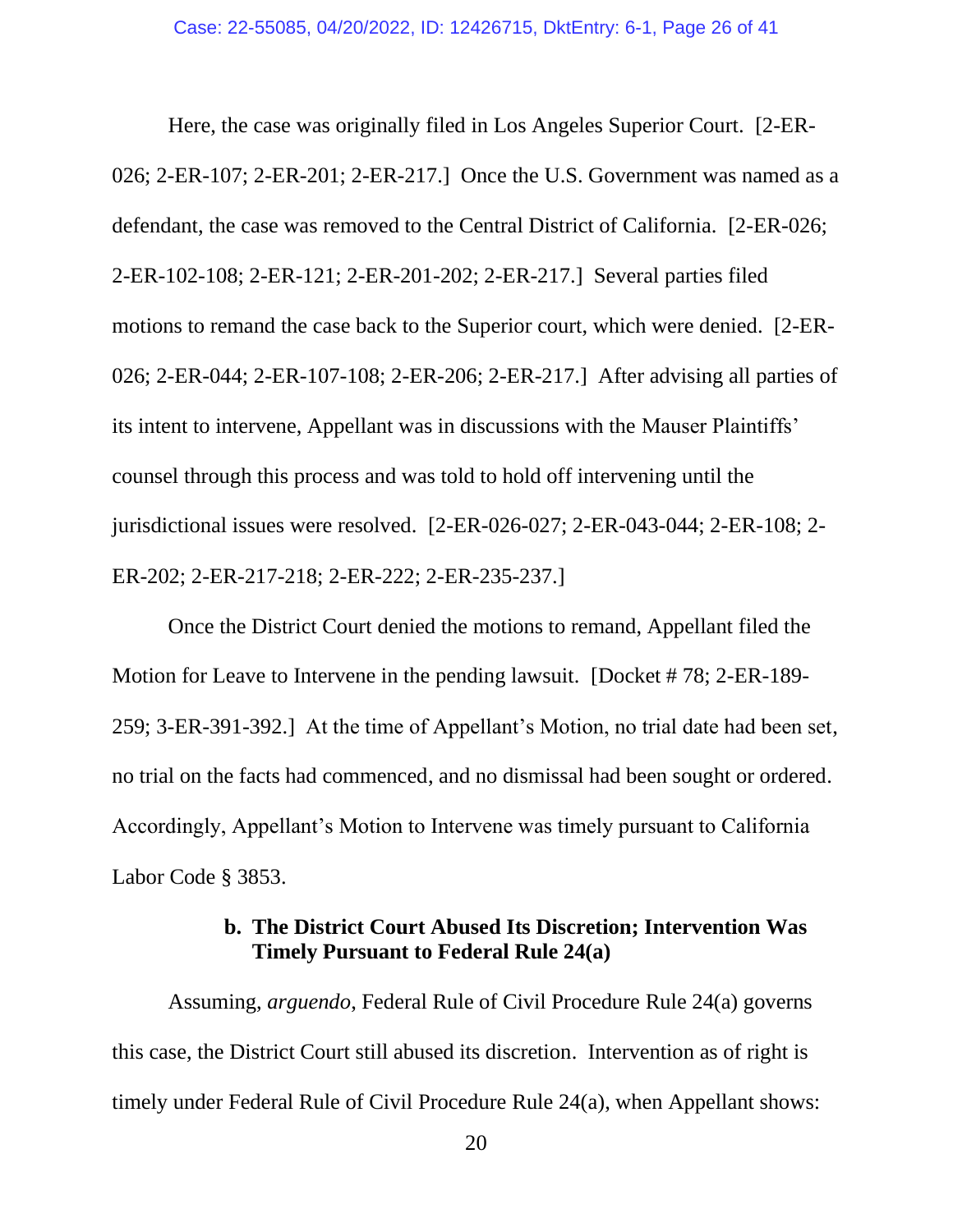Here, the case was originally filed in Los Angeles Superior Court. [2-ER-026; 2-ER-107; 2-ER-201; 2-ER-217.] Once the U.S. Government was named as a defendant, the case was removed to the Central District of California. [2-ER-026; 2-ER-102-108; 2-ER-121; 2-ER-201-202; 2-ER-217.] Several parties filed motions to remand the case back to the Superior court, which were denied. [2-ER-026; 2-ER-044; 2-ER-107-108; 2-ER-206; 2-ER-217.] After advising all parties of its intent to intervene, Appellant was in discussions with the Mauser Plaintiffs' counsel through this process and was told to hold off intervening until the jurisdictional issues were resolved. [2-ER-026-027; 2-ER-043-044; 2-ER-108; 2-ER-202; 2-ER-217-218; 2-ER-222; 2-ER-235-237.]

Once the District Court denied the motions to remand, Appellant filed the Motion for Leave to Intervene in the pending lawsuit. [Docket # 78; 2-ER-189-259; 3-ER-391-392.] At the time of Appellant's Motion, no trial date had been set, no trial on the facts had commenced, and no dismissal had been sought or ordered. Accordingly, Appellant's Motion to Intervene was timely pursuant to California Labor Code § 3853.

**b. The District Court Abused Its Discretion; Intervention Was Timely Pursuant to Federal Rule 24(a)**

Assuming, *arguendo*, Federal Rule of Civil Procedure Rule 24(a) governs this case, the District Court still abused its discretion. Intervention as of right is timely under Federal Rule of Civil Procedure Rule 24(a), when Appellant shows: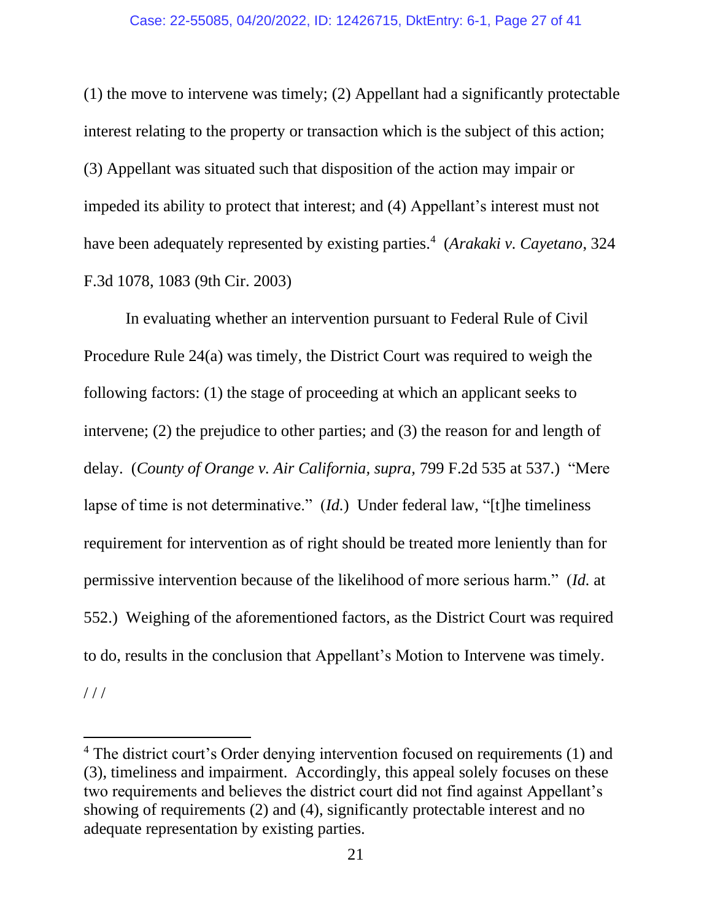(1) the move to intervene was timely; (2) Appellant had a significantly protectable interest relating to the property or transaction which is the subject of this action; (3) Appellant was situated such that disposition of the action may impair or impeded its ability to protect that interest; and (4) Appellant's interest must not have been adequately represented by existing parties.[4] (*Arakaki v. Cayetano*, 324 F.3d 1078, 1083 (9th Cir. 2003)

In evaluating whether an intervention pursuant to Federal Rule of Civil Procedure Rule 24(a) was timely, the District Court was required to weigh the following factors: (1) the stage of proceeding at which an applicant seeks to intervene; (2) the prejudice to other parties; and (3) the reason for and length of delay. (*County of Orange v. Air California*, *supra*, 799 F.2d 535 at 537.) "Mere lapse of time is not determinative." (*Id.*) Under federal law, "[t]he timeliness requirement for intervention as of right should be treated more leniently than for permissive intervention because of the likelihood of more serious harm." (*Id.* at 552.) Weighing of the aforementioned factors, as the District Court was required to do, results in the conclusion that Appellant's Motion to Intervene was timely.

/ / /

[4] The district court's Order denying intervention focused on requirements (1) and (3), timeliness and impairment. Accordingly, this appeal solely focuses on these two requirements and believes the district court did not find against Appellant's showing of requirements (2) and (4), significantly protectable interest and no adequate representation by existing parties.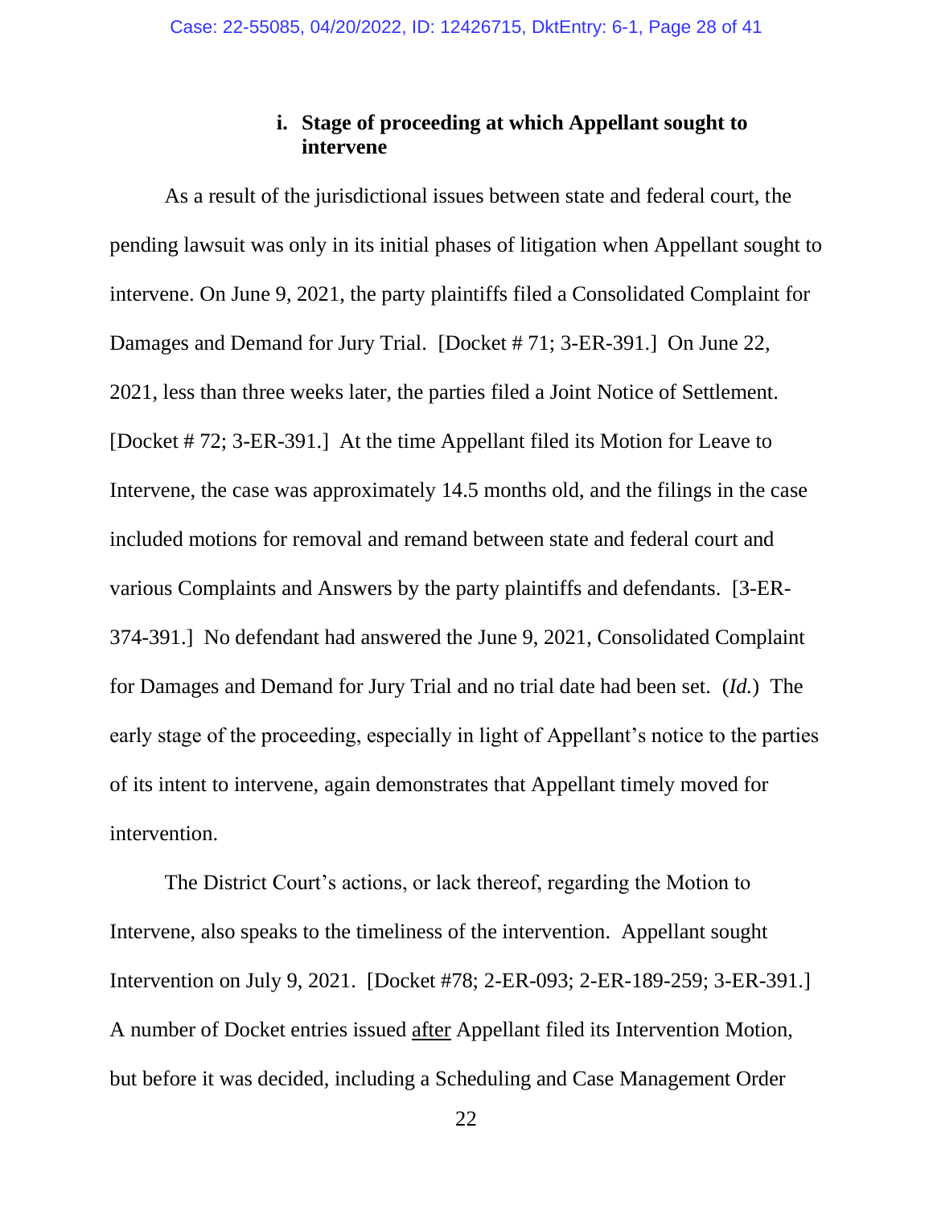### i. Stage of proceeding at which Appellant sought to intervene

As a result of the jurisdictional issues between state and federal court, the pending lawsuit was only in its initial phases of litigation when Appellant sought to intervene. On June 9, 2021, the party plaintiffs filed a Consolidated Complaint for Damages and Demand for Jury Trial. [Docket # 71; 3-ER-391.] On June 22, 2021, less than three weeks later, the parties filed a Joint Notice of Settlement. [Docket # 72; 3-ER-391.] At the time Appellant filed its Motion for Leave to Intervene, the case was approximately 14.5 months old, and the filings in the case included motions for removal and remand between state and federal court and various Complaints and Answers by the party plaintiffs and defendants. [3-ER-374-391.] No defendant had answered the June 9, 2021, Consolidated Complaint for Damages and Demand for Jury Trial and no trial date had been set. (*Id.*) The early stage of the proceeding, especially in light of Appellant's notice to the parties of its intent to intervene, again demonstrates that Appellant timely moved for intervention.

The District Court's actions, or lack thereof, regarding the Motion to Intervene, also speaks to the timeliness of the intervention. Appellant sought Intervention on July 9, 2021. [Docket #78; 2-ER-093; 2-ER-189-259; 3-ER-391.] A number of Docket entries issued <u>after</u> Appellant filed its Intervention Motion, but before it was decided, including a Scheduling and Case Management Order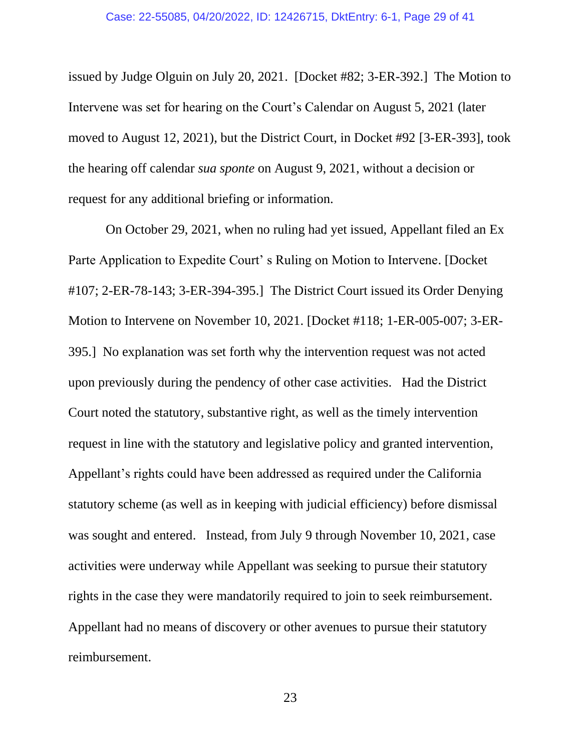issued by Judge Olguin on July 20, 2021. [Docket #82; 3-ER-392.] The Motion to Intervene was set for hearing on the Court's Calendar on August 5, 2021 (later moved to August 12, 2021), but the District Court, in Docket #92 [3-ER-393], took the hearing off calendar *sua sponte* on August 9, 2021, without a decision or request for any additional briefing or information.

On October 29, 2021, when no ruling had yet issued, Appellant filed an Ex Parte Application to Expedite Court' s Ruling on Motion to Intervene. [Docket #107; 2-ER-78-143; 3-ER-394-395.] The District Court issued its Order Denying Motion to Intervene on November 10, 2021. [Docket #118; 1-ER-005-007; 3-ER-395.] No explanation was set forth why the intervention request was not acted upon previously during the pendency of other case activities. Had the District Court noted the statutory, substantive right, as well as the timely intervention request in line with the statutory and legislative policy and granted intervention, Appellant's rights could have been addressed as required under the California statutory scheme (as well as in keeping with judicial efficiency) before dismissal was sought and entered. Instead, from July 9 through November 10, 2021, case activities were underway while Appellant was seeking to pursue their statutory rights in the case they were mandatorily required to join to seek reimbursement. Appellant had no means of discovery or other avenues to pursue their statutory reimbursement.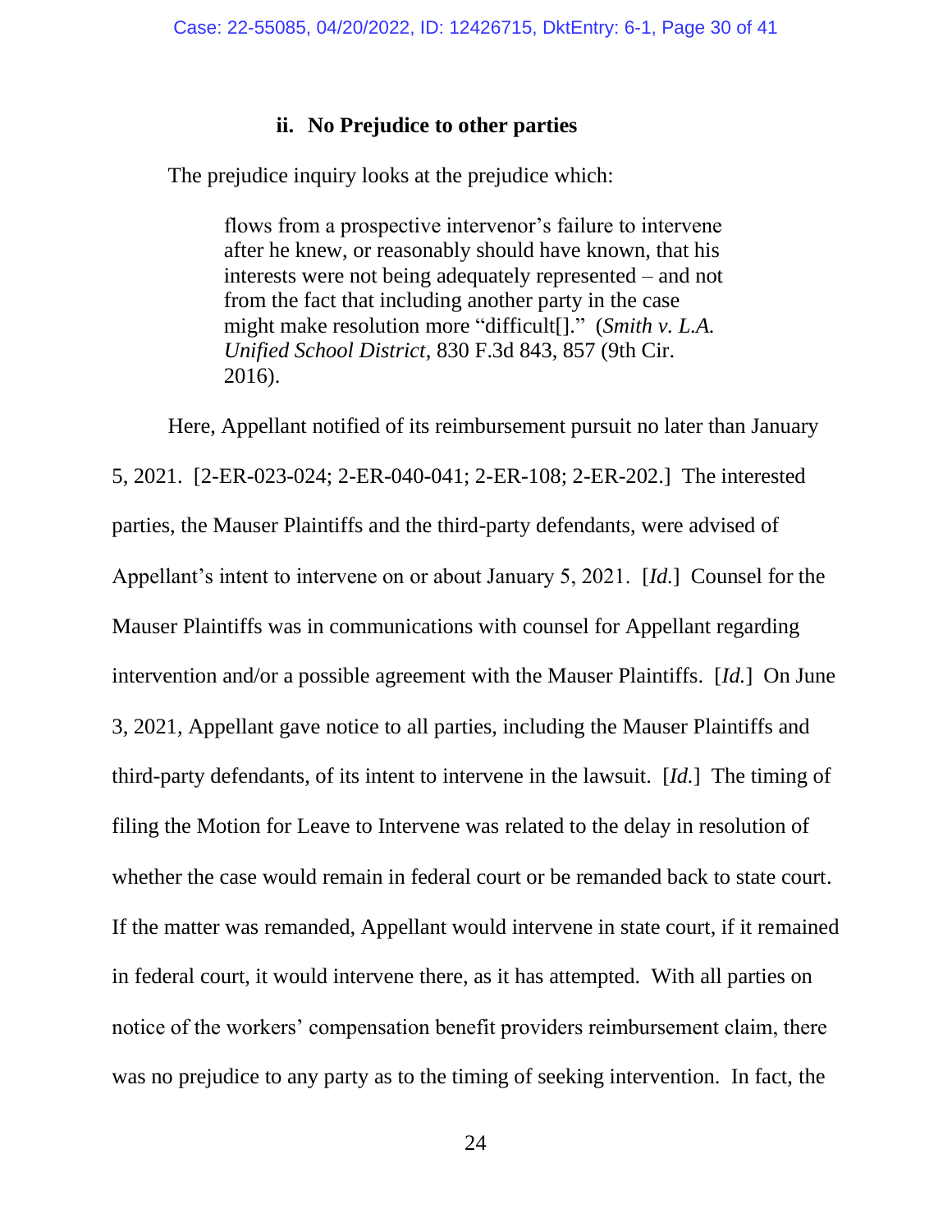### ii. No Prejudice to other parties

The prejudice inquiry looks at the prejudice which:

> flows from a prospective intervenor's failure to intervene after he knew, or reasonably should have known, that his interests were not being adequately represented – and not from the fact that including another party in the case might make resolution more "difficult[]." (*Smith v. L.A. Unified School District*, 830 F.3d 843, 857 (9th Cir. 2016).

Here, Appellant notified of its reimbursement pursuit no later than January 5, 2021. [2-ER-023-024; 2-ER-040-041; 2-ER-108; 2-ER-202.] The interested parties, the Mauser Plaintiffs and the third-party defendants, were advised of Appellant's intent to intervene on or about January 5, 2021. [*Id.*] Counsel for the Mauser Plaintiffs was in communications with counsel for Appellant regarding intervention and/or a possible agreement with the Mauser Plaintiffs. [*Id.*] On June 3, 2021, Appellant gave notice to all parties, including the Mauser Plaintiffs and third-party defendants, of its intent to intervene in the lawsuit. [*Id.*] The timing of filing the Motion for Leave to Intervene was related to the delay in resolution of whether the case would remain in federal court or be remanded back to state court. If the matter was remanded, Appellant would intervene in state court, if it remained in federal court, it would intervene there, as it has attempted. With all parties on notice of the workers' compensation benefit providers reimbursement claim, there was no prejudice to any party as to the timing of seeking intervention. In fact, the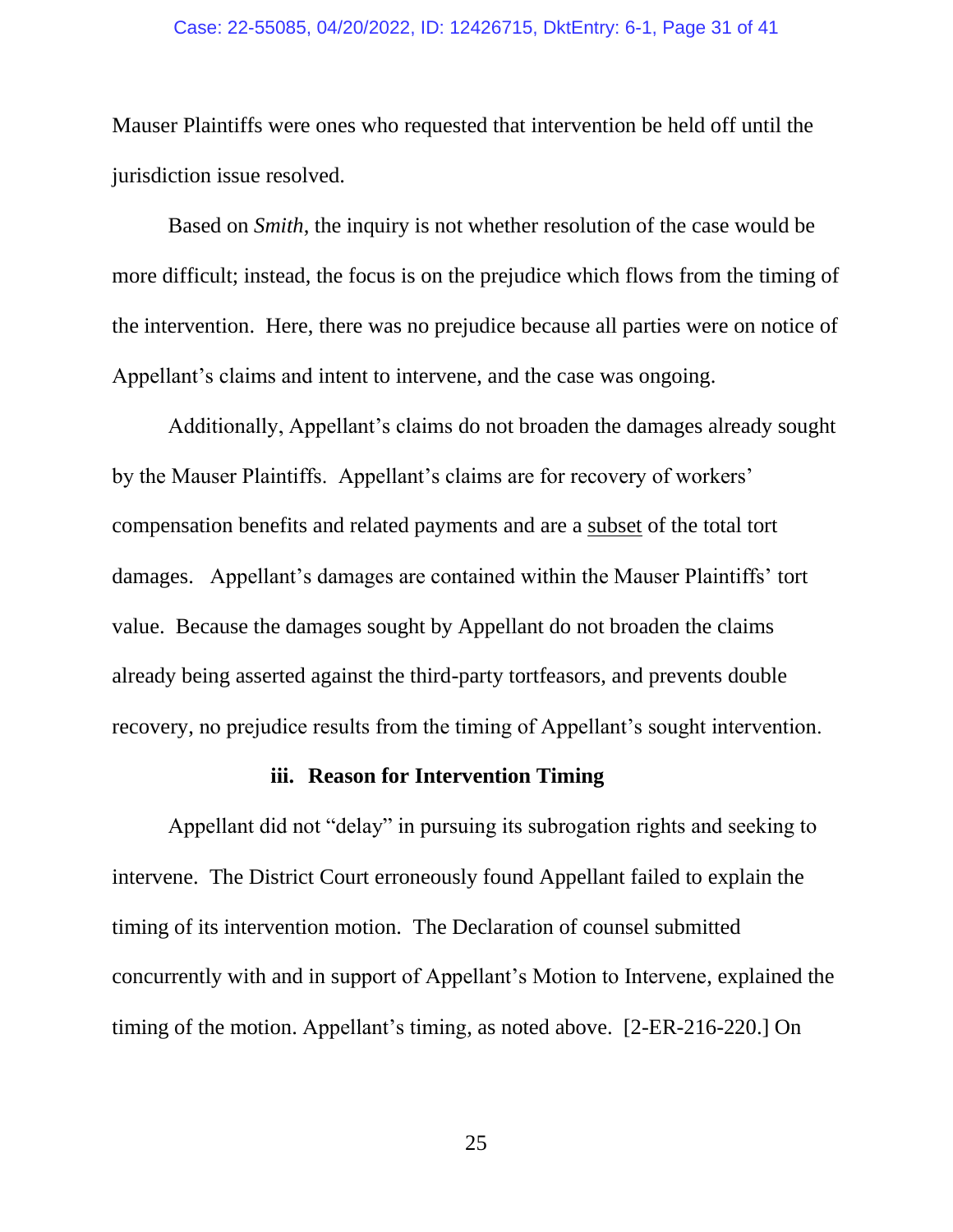Mauser Plaintiffs were ones who requested that intervention be held off until the jurisdiction issue resolved.

Based on *Smith*, the inquiry is not whether resolution of the case would be more difficult; instead, the focus is on the prejudice which flows from the timing of the intervention. Here, there was no prejudice because all parties were on notice of Appellant's claims and intent to intervene, and the case was ongoing.

Additionally, Appellant's claims do not broaden the damages already sought by the Mauser Plaintiffs. Appellant's claims are for recovery of workers' compensation benefits and related payments and are a <u>subset</u> of the total tort damages. Appellant's damages are contained within the Mauser Plaintiffs' tort value. Because the damages sought by Appellant do not broaden the claims already being asserted against the third-party tortfeasors, and prevents double recovery, no prejudice results from the timing of Appellant's sought intervention.

### iii. Reason for Intervention Timing

Appellant did not "delay" in pursuing its subrogation rights and seeking to intervene. The District Court erroneously found Appellant failed to explain the timing of its intervention motion. The Declaration of counsel submitted concurrently with and in support of Appellant's Motion to Intervene, explained the timing of the motion. Appellant's timing, as noted above. [2-ER-216-220.] On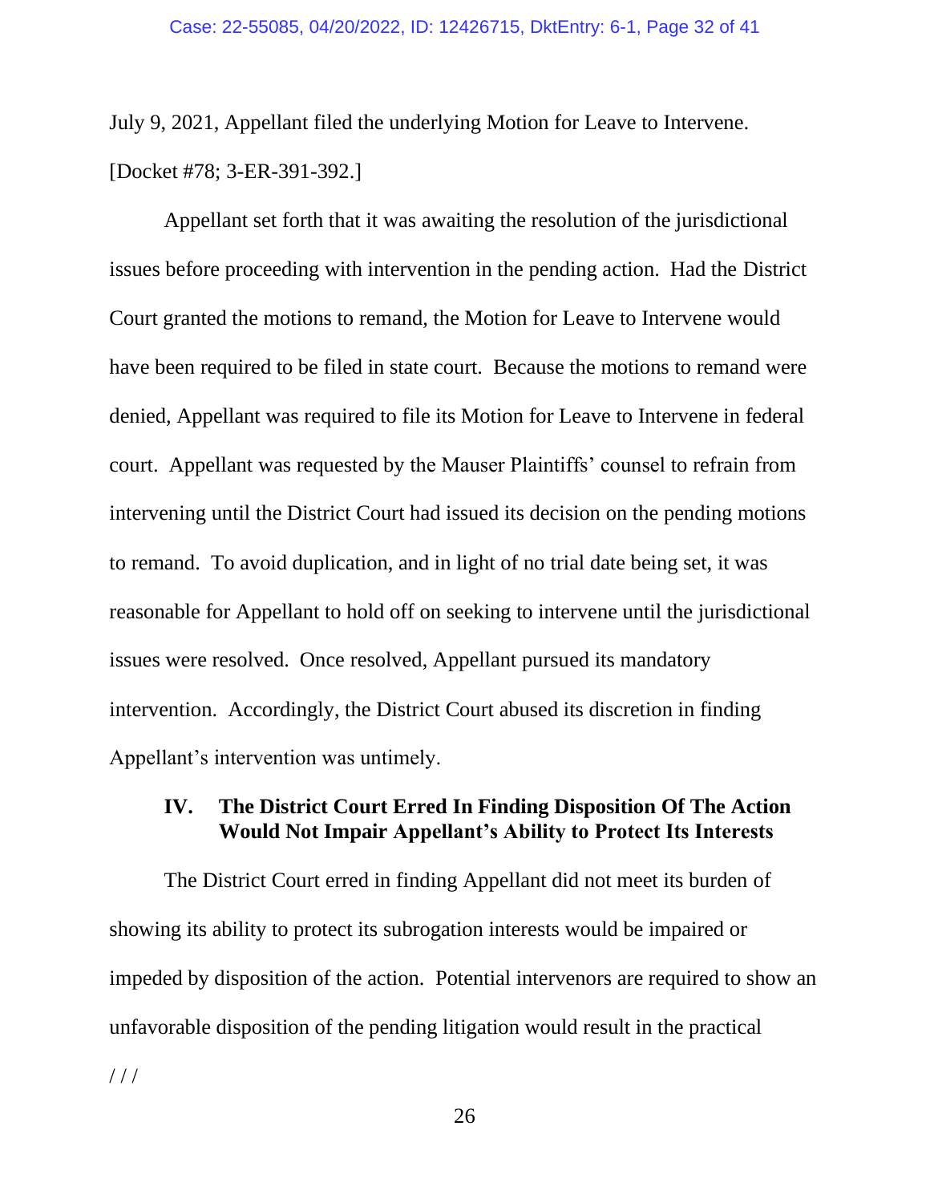July 9, 2021, Appellant filed the underlying Motion for Leave to Intervene. [Docket #78; 3-ER-391-392.]

Appellant set forth that it was awaiting the resolution of the jurisdictional issues before proceeding with intervention in the pending action. Had the District Court granted the motions to remand, the Motion for Leave to Intervene would have been required to be filed in state court. Because the motions to remand were denied, Appellant was required to file its Motion for Leave to Intervene in federal court. Appellant was requested by the Mauser Plaintiffs' counsel to refrain from intervening until the District Court had issued its decision on the pending motions to remand. To avoid duplication, and in light of no trial date being set, it was reasonable for Appellant to hold off on seeking to intervene until the jurisdictional issues were resolved. Once resolved, Appellant pursued its mandatory intervention. Accordingly, the District Court abused its discretion in finding Appellant's intervention was untimely.

## IV. The District Court Erred In Finding Disposition Of The Action Would Not Impair Appellant's Ability to Protect Its Interests

The District Court erred in finding Appellant did not meet its burden of showing its ability to protect its subrogation interests would be impaired or impeded by disposition of the action. Potential intervenors are required to show an unfavorable disposition of the pending litigation would result in the practical

/ / /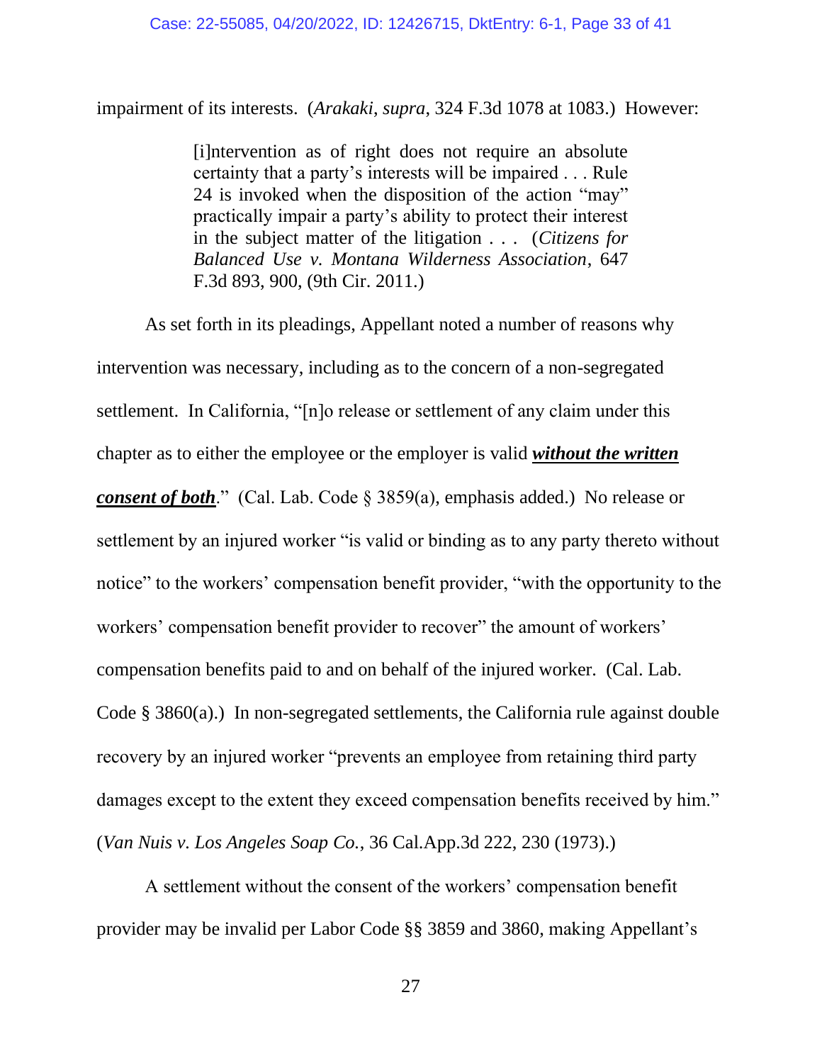impairment of its interests. (*Arakaki*, *supra*, 324 F.3d 1078 at 1083.) However:

> [i]ntervention as of right does not require an absolute certainty that a party's interests will be impaired . . . Rule 24 is invoked when the disposition of the action "may" practically impair a party's ability to protect their interest in the subject matter of the litigation . . . (*Citizens for Balanced Use v. Montana Wilderness Association*, 647 F.3d 893, 900, (9th Cir. 2011.)

As set forth in its pleadings, Appellant noted a number of reasons why intervention was necessary, including as to the concern of a non-segregated settlement. In California, "[n]o release or settlement of any claim under this chapter as to either the employee or the employer is valid <u>***without the written consent of both***</u>." (Cal. Lab. Code § 3859(a), emphasis added.) No release or settlement by an injured worker "is valid or binding as to any party thereto without notice" to the workers' compensation benefit provider, "with the opportunity to the workers' compensation benefit provider to recover" the amount of workers' compensation benefits paid to and on behalf of the injured worker. (Cal. Lab. Code § 3860(a).) In non-segregated settlements, the California rule against double recovery by an injured worker "prevents an employee from retaining third party damages except to the extent they exceed compensation benefits received by him." (*Van Nuis v. Los Angeles Soap Co.*, 36 Cal.App.3d 222, 230 (1973).)

A settlement without the consent of the workers' compensation benefit provider may be invalid per Labor Code §§ 3859 and 3860, making Appellant's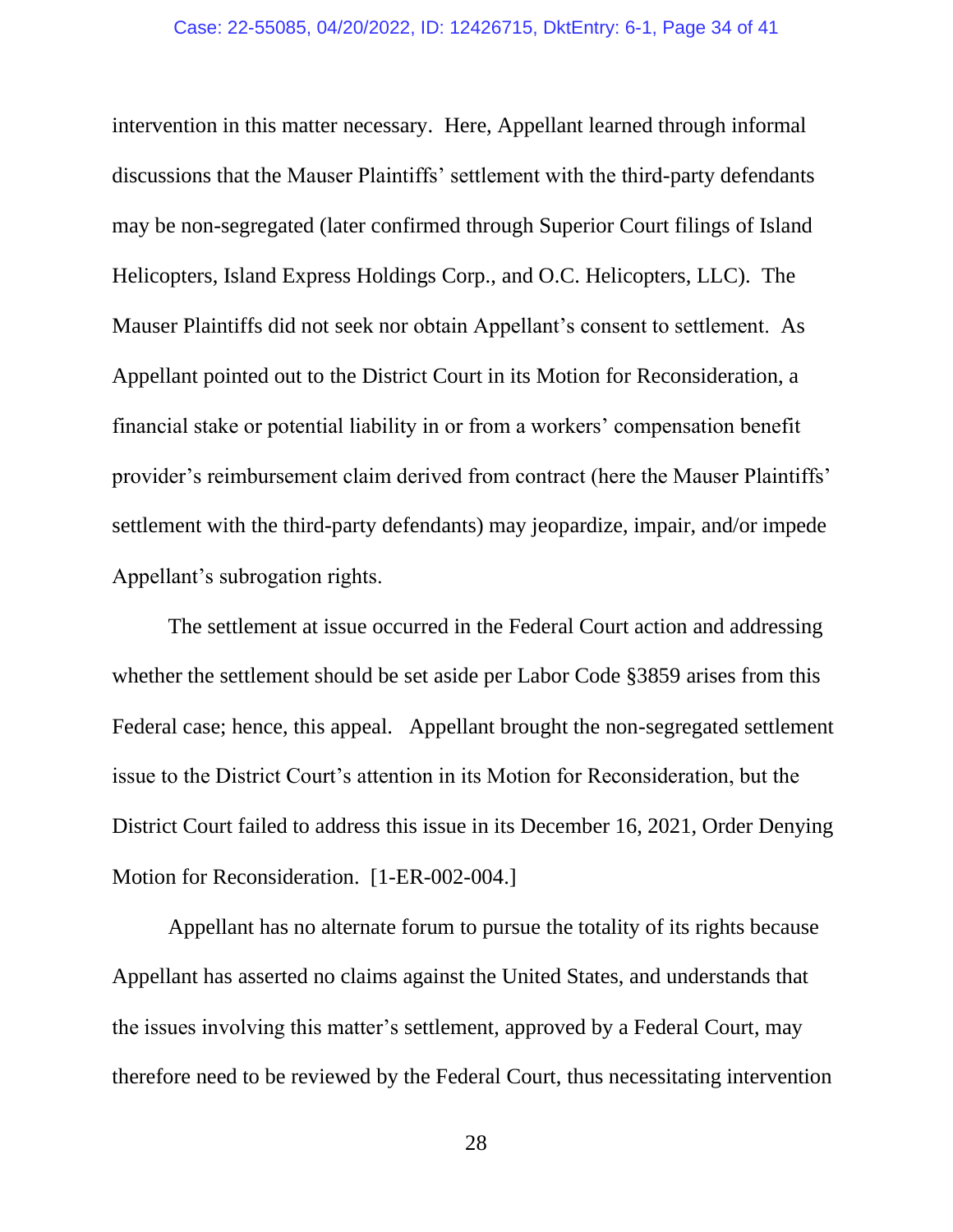intervention in this matter necessary. Here, Appellant learned through informal discussions that the Mauser Plaintiffs' settlement with the third-party defendants may be non-segregated (later confirmed through Superior Court filings of Island Helicopters, Island Express Holdings Corp., and O.C. Helicopters, LLC). The Mauser Plaintiffs did not seek nor obtain Appellant's consent to settlement. As Appellant pointed out to the District Court in its Motion for Reconsideration, a financial stake or potential liability in or from a workers' compensation benefit provider's reimbursement claim derived from contract (here the Mauser Plaintiffs' settlement with the third-party defendants) may jeopardize, impair, and/or impede Appellant's subrogation rights.

The settlement at issue occurred in the Federal Court action and addressing whether the settlement should be set aside per Labor Code §3859 arises from this Federal case; hence, this appeal. Appellant brought the non-segregated settlement issue to the District Court's attention in its Motion for Reconsideration, but the District Court failed to address this issue in its December 16, 2021, Order Denying Motion for Reconsideration. [1-ER-002-004.]

Appellant has no alternate forum to pursue the totality of its rights because Appellant has asserted no claims against the United States, and understands that the issues involving this matter's settlement, approved by a Federal Court, may therefore need to be reviewed by the Federal Court, thus necessitating intervention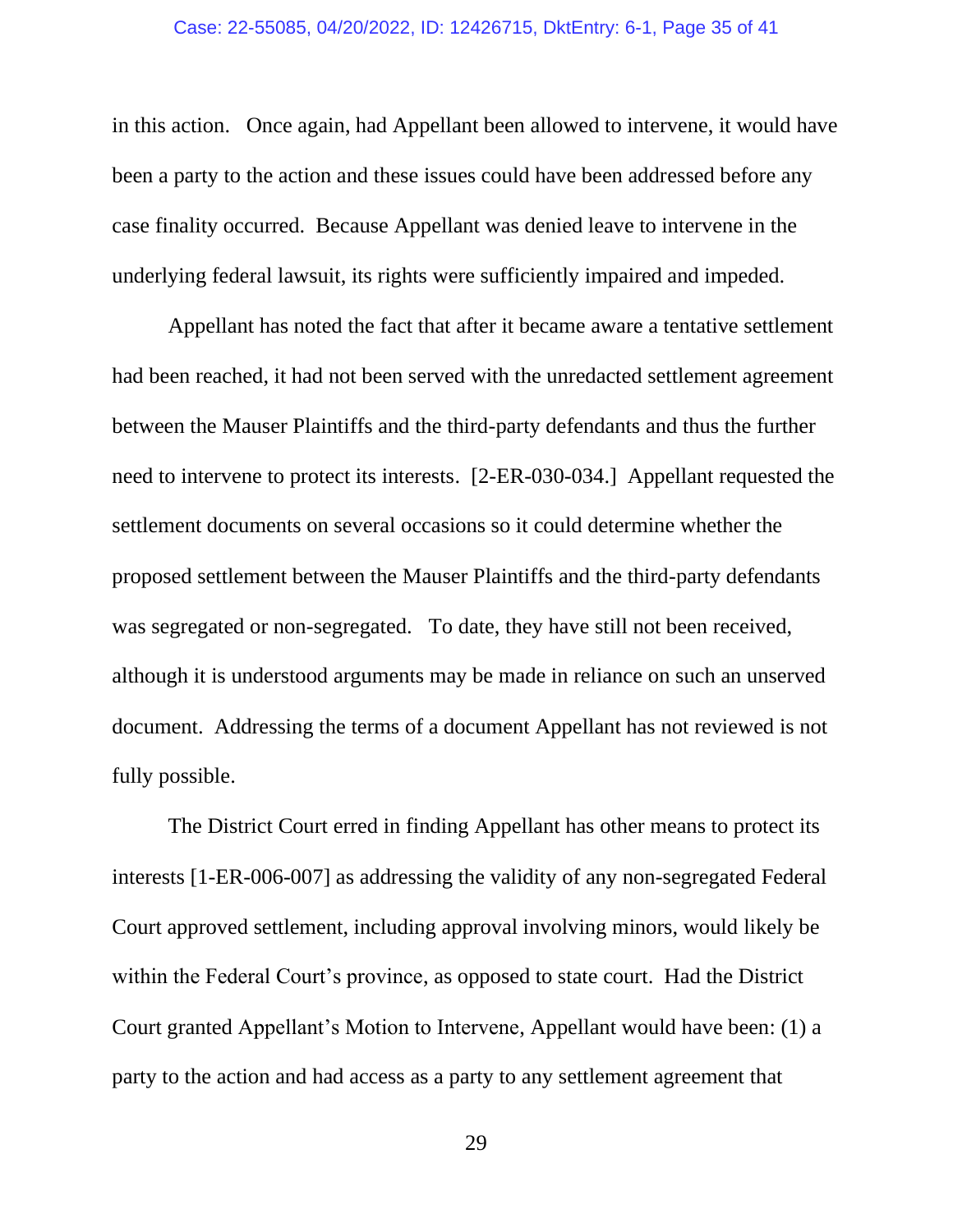in this action. Once again, had Appellant been allowed to intervene, it would have been a party to the action and these issues could have been addressed before any case finality occurred. Because Appellant was denied leave to intervene in the underlying federal lawsuit, its rights were sufficiently impaired and impeded.

Appellant has noted the fact that after it became aware a tentative settlement had been reached, it had not been served with the unredacted settlement agreement between the Mauser Plaintiffs and the third-party defendants and thus the further need to intervene to protect its interests. [2-ER-030-034.] Appellant requested the settlement documents on several occasions so it could determine whether the proposed settlement between the Mauser Plaintiffs and the third-party defendants was segregated or non-segregated. To date, they have still not been received, although it is understood arguments may be made in reliance on such an unserved document. Addressing the terms of a document Appellant has not reviewed is not fully possible.

The District Court erred in finding Appellant has other means to protect its interests [1-ER-006-007] as addressing the validity of any non-segregated Federal Court approved settlement, including approval involving minors, would likely be within the Federal Court's province, as opposed to state court. Had the District Court granted Appellant's Motion to Intervene, Appellant would have been: (1) a party to the action and had access as a party to any settlement agreement that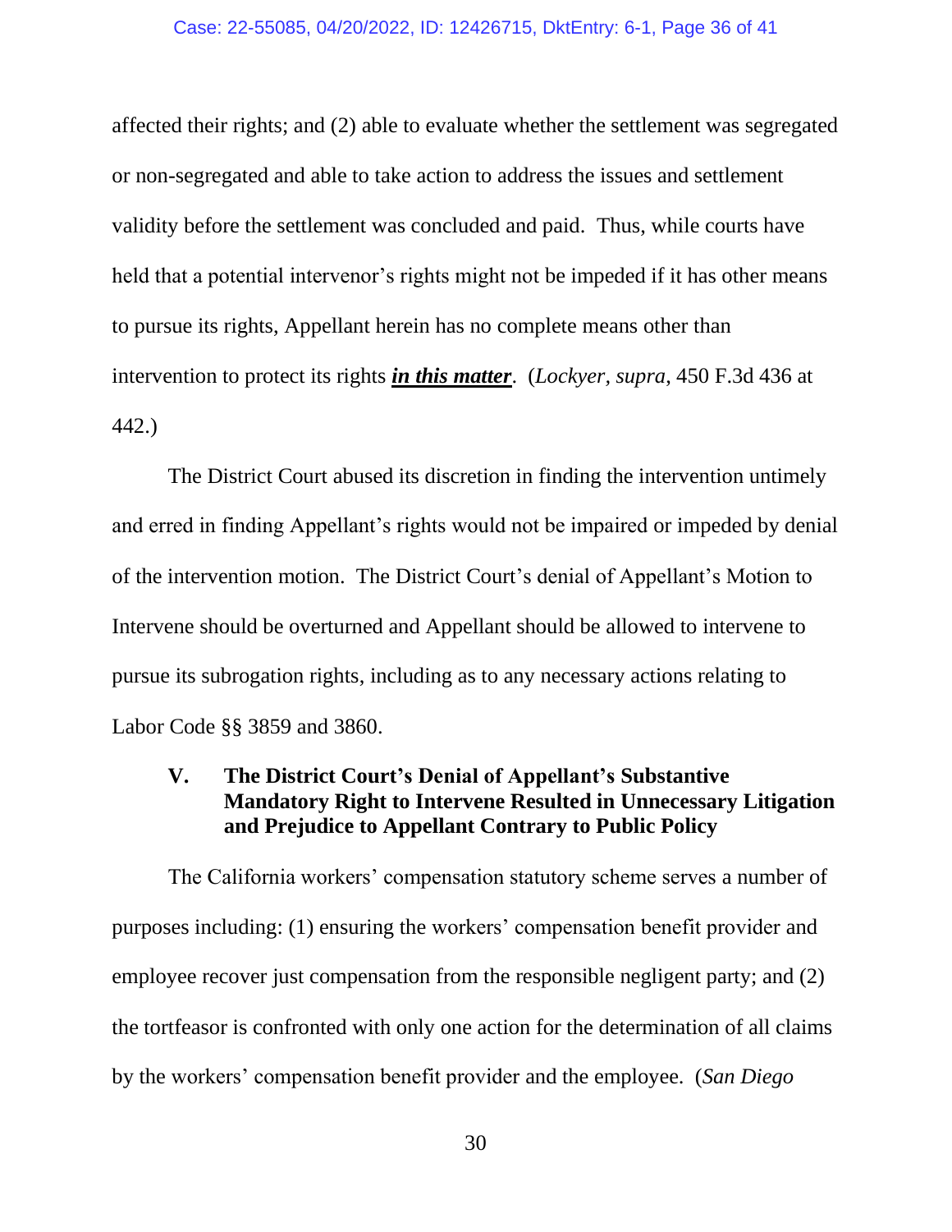affected their rights; and (2) able to evaluate whether the settlement was segregated or non-segregated and able to take action to address the issues and settlement validity before the settlement was concluded and paid. Thus, while courts have held that a potential intervenor's rights might not be impeded if it has other means to pursue its rights, Appellant herein has no complete means other than intervention to protect its rights ***in this matter***. (*Lockyer, supra*, 450 F.3d 436 at 442.)

The District Court abused its discretion in finding the intervention untimely and erred in finding Appellant's rights would not be impaired or impeded by denial of the intervention motion. The District Court's denial of Appellant's Motion to Intervene should be overturned and Appellant should be allowed to intervene to pursue its subrogation rights, including as to any necessary actions relating to Labor Code §§ 3859 and 3860.

### V. The District Court's Denial of Appellant's Substantive Mandatory Right to Intervene Resulted in Unnecessary Litigation and Prejudice to Appellant Contrary to Public Policy

The California workers' compensation statutory scheme serves a number of purposes including: (1) ensuring the workers' compensation benefit provider and employee recover just compensation from the responsible negligent party; and (2) the tortfeasor is confronted with only one action for the determination of all claims by the workers' compensation benefit provider and the employee. (*San Diego*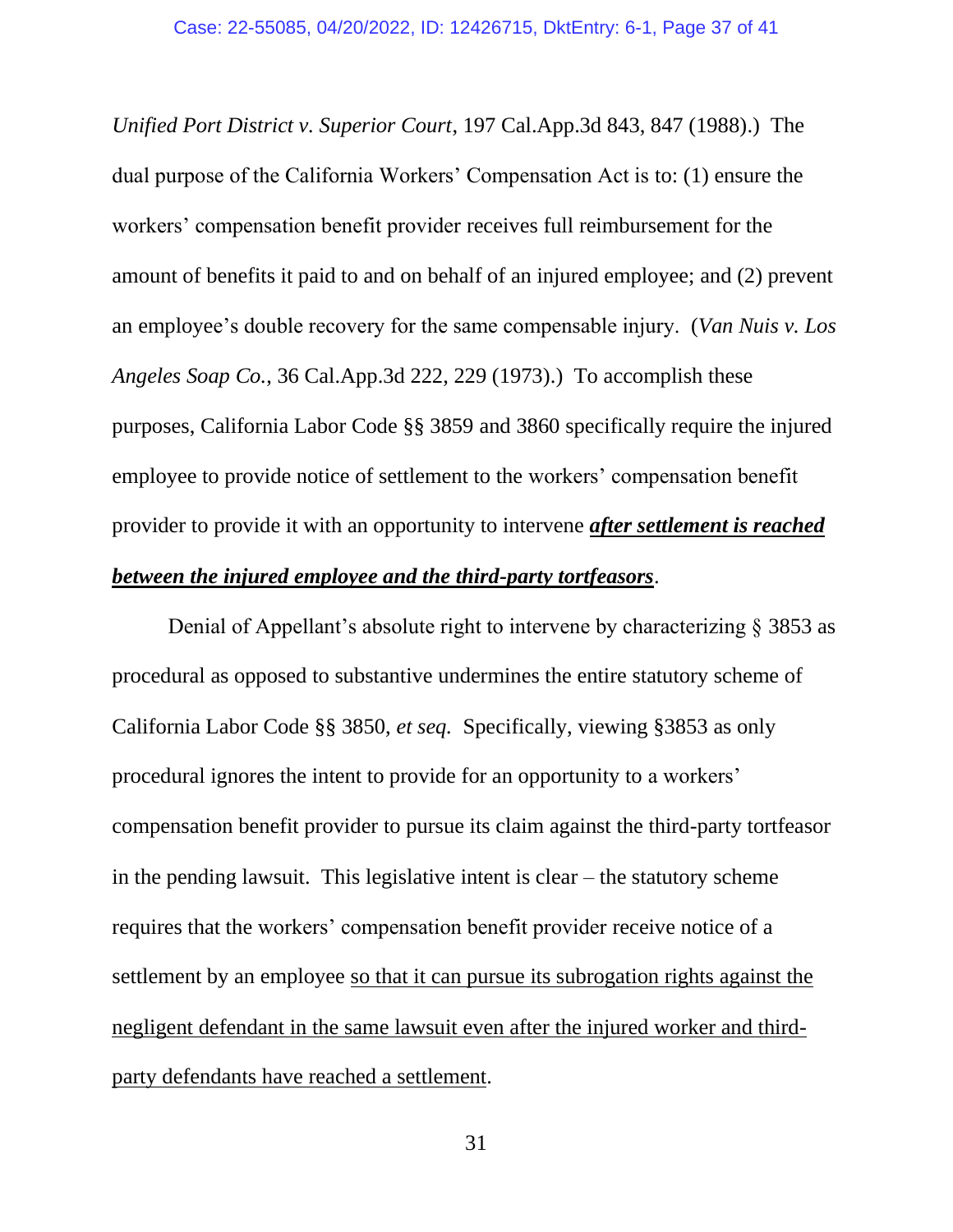*Unified Port District v. Superior Court*, 197 Cal.App.3d 843, 847 (1988).) The dual purpose of the California Workers' Compensation Act is to: (1) ensure the workers' compensation benefit provider receives full reimbursement for the amount of benefits it paid to and on behalf of an injured employee; and (2) prevent an employee's double recovery for the same compensable injury. (*Van Nuis v. Los Angeles Soap Co.*, 36 Cal.App.3d 222, 229 (1973).) To accomplish these purposes, California Labor Code §§ 3859 and 3860 specifically require the injured employee to provide notice of settlement to the workers' compensation benefit provider to provide it with an opportunity to intervene <u>***after settlement is reached between the injured employee and the third-party tortfeasors***</u>.

Denial of Appellant's absolute right to intervene by characterizing § 3853 as procedural as opposed to substantive undermines the entire statutory scheme of California Labor Code §§ 3850, *et seq.* Specifically, viewing §3853 as only procedural ignores the intent to provide for an opportunity to a workers' compensation benefit provider to pursue its claim against the third-party tortfeasor in the pending lawsuit. This legislative intent is clear – the statutory scheme requires that the workers' compensation benefit provider receive notice of a settlement by an employee <u>so that it can pursue its subrogation rights against the negligent defendant in the same lawsuit even after the injured worker and third-party defendants have reached a settlement</u>.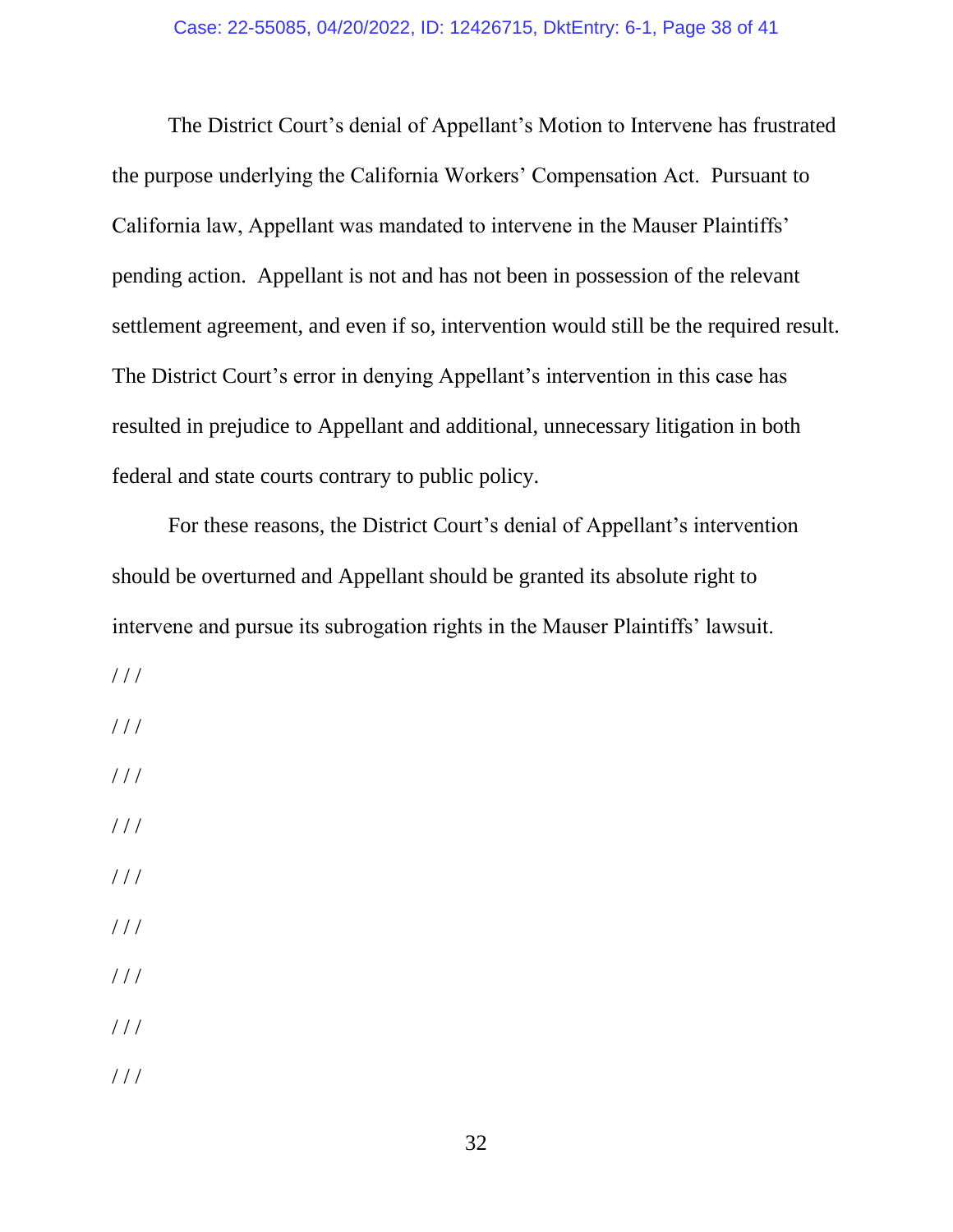The District Court's denial of Appellant's Motion to Intervene has frustrated the purpose underlying the California Workers' Compensation Act. Pursuant to California law, Appellant was mandated to intervene in the Mauser Plaintiffs' pending action. Appellant is not and has not been in possession of the relevant settlement agreement, and even if so, intervention would still be the required result. The District Court's error in denying Appellant's intervention in this case has resulted in prejudice to Appellant and additional, unnecessary litigation in both federal and state courts contrary to public policy.

For these reasons, the District Court's denial of Appellant's intervention should be overturned and Appellant should be granted its absolute right to intervene and pursue its subrogation rights in the Mauser Plaintiffs' lawsuit.

/ / /

/ / /

/ / /

/ / /

/ / /

/ / /

/ / /

/ / /

/ / /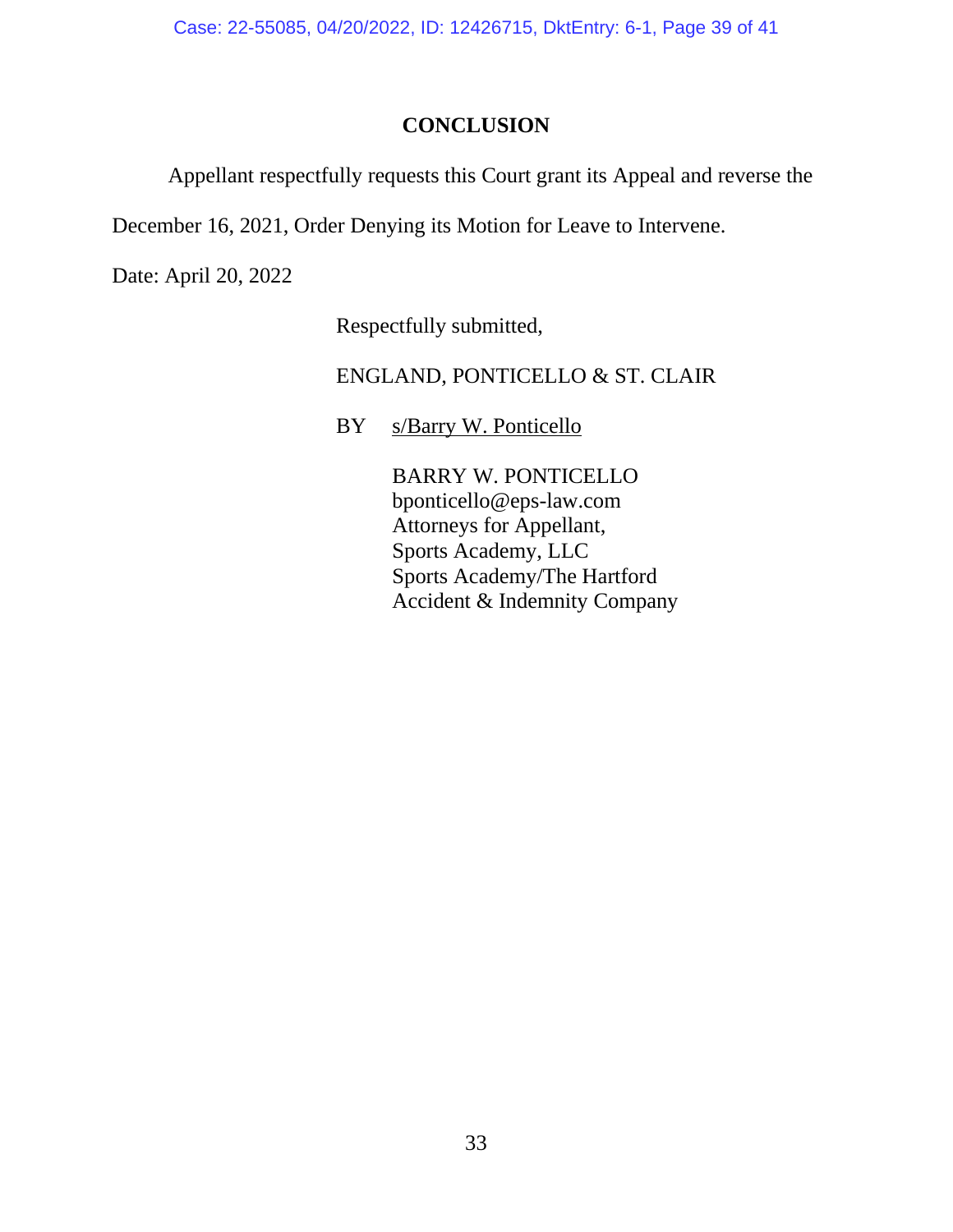## CONCLUSION

Appellant respectfully requests this Court grant its Appeal and reverse the December 16, 2021, Order Denying its Motion for Leave to Intervene.

Date: April 20, 2022

Respectfully submitted,

ENGLAND, PONTICELLO & ST. CLAIR

BY s/Barry W. Ponticello

BARRY W. PONTICELLO  
bponticello@eps-law.com  
Attorneys for Appellant,  
Sports Academy, LLC  
Sports Academy/The Hartford  
Accident & Indemnity Company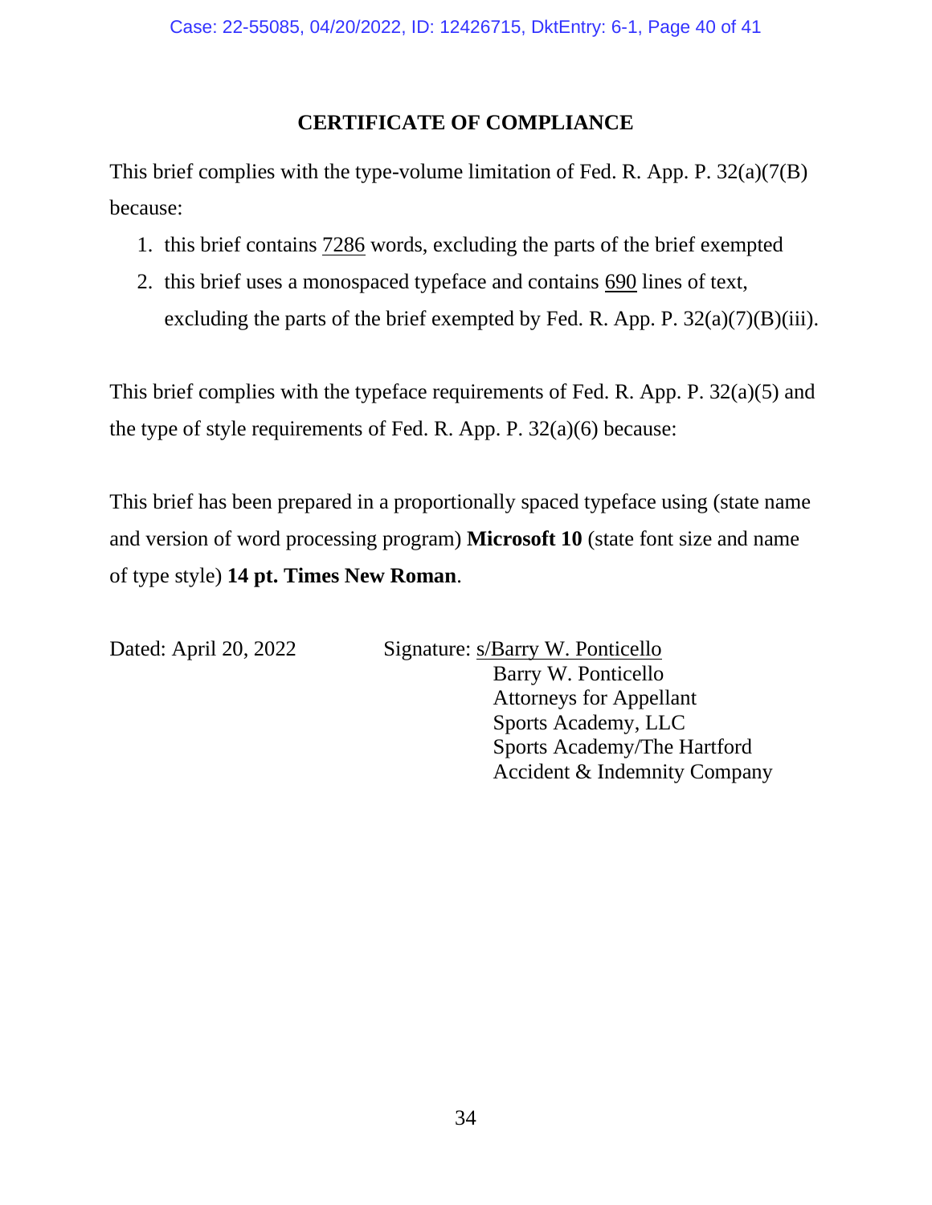## CERTIFICATE OF COMPLIANCE

This brief complies with the type-volume limitation of Fed. R. App. P. 32(a)(7(B) because:

1. this brief contains 7286 words, excluding the parts of the brief exempted
2. this brief uses a monospaced typeface and contains 690 lines of text, excluding the parts of the brief exempted by Fed. R. App. P. 32(a)(7)(B)(iii).

This brief complies with the typeface requirements of Fed. R. App. P. 32(a)(5) and the type of style requirements of Fed. R. App. P. 32(a)(6) because:

This brief has been prepared in a proportionally spaced typeface using (state name and version of word processing program) **Microsoft 10** (state font size and name of type style) **14 pt. Times New Roman**.

Dated: April 20, 2022

Signature: s/Barry W. Ponticello
Barry W. Ponticello
Attorneys for Appellant
Sports Academy, LLC
Sports Academy/The Hartford
Accident & Indemnity Company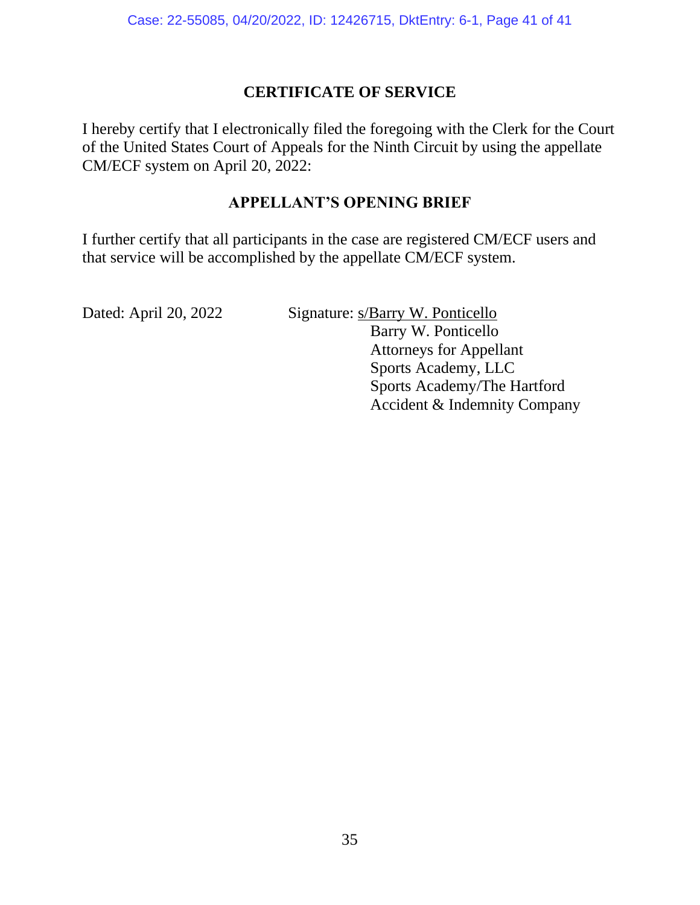## CERTIFICATE OF SERVICE

I hereby certify that I electronically filed the foregoing with the Clerk for the Court of the United States Court of Appeals for the Ninth Circuit by using the appellate CM/ECF system on April 20, 2022:

**APPELLANT'S OPENING BRIEF**

I further certify that all participants in the case are registered CM/ECF users and that service will be accomplished by the appellate CM/ECF system.

Dated: April 20, 2022

Signature: s/Barry W. Ponticello
Barry W. Ponticello
Attorneys for Appellant
Sports Academy, LLC
Sports Academy/The Hartford
Accident & Indemnity Company